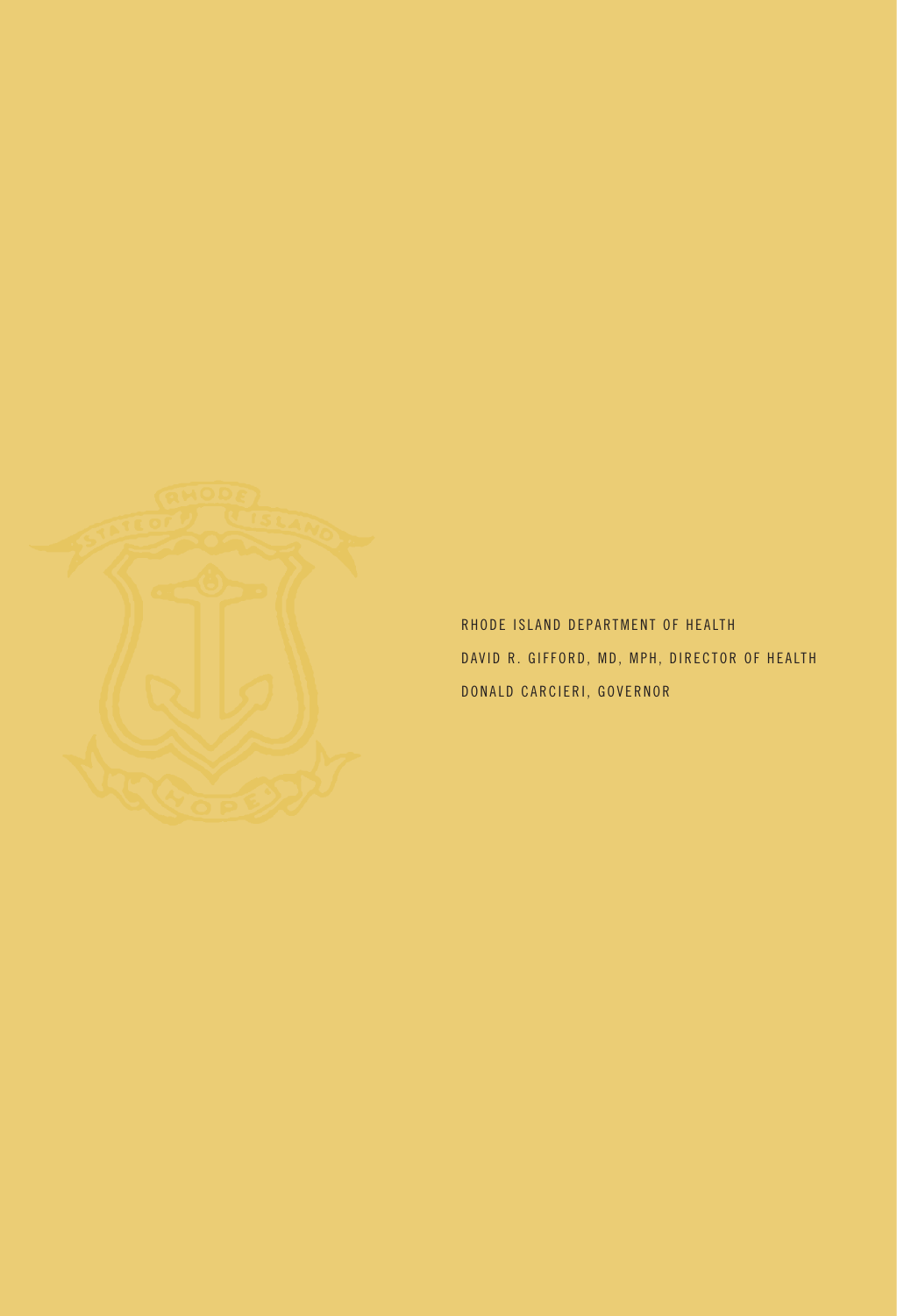RHODE ISLAND DEPARTMENT OF HEALTH

DAVID R. GIFFORD, MD, MPH, DIRECTOR OF HEALTH

DONALD CARCIERI, GOVERNOR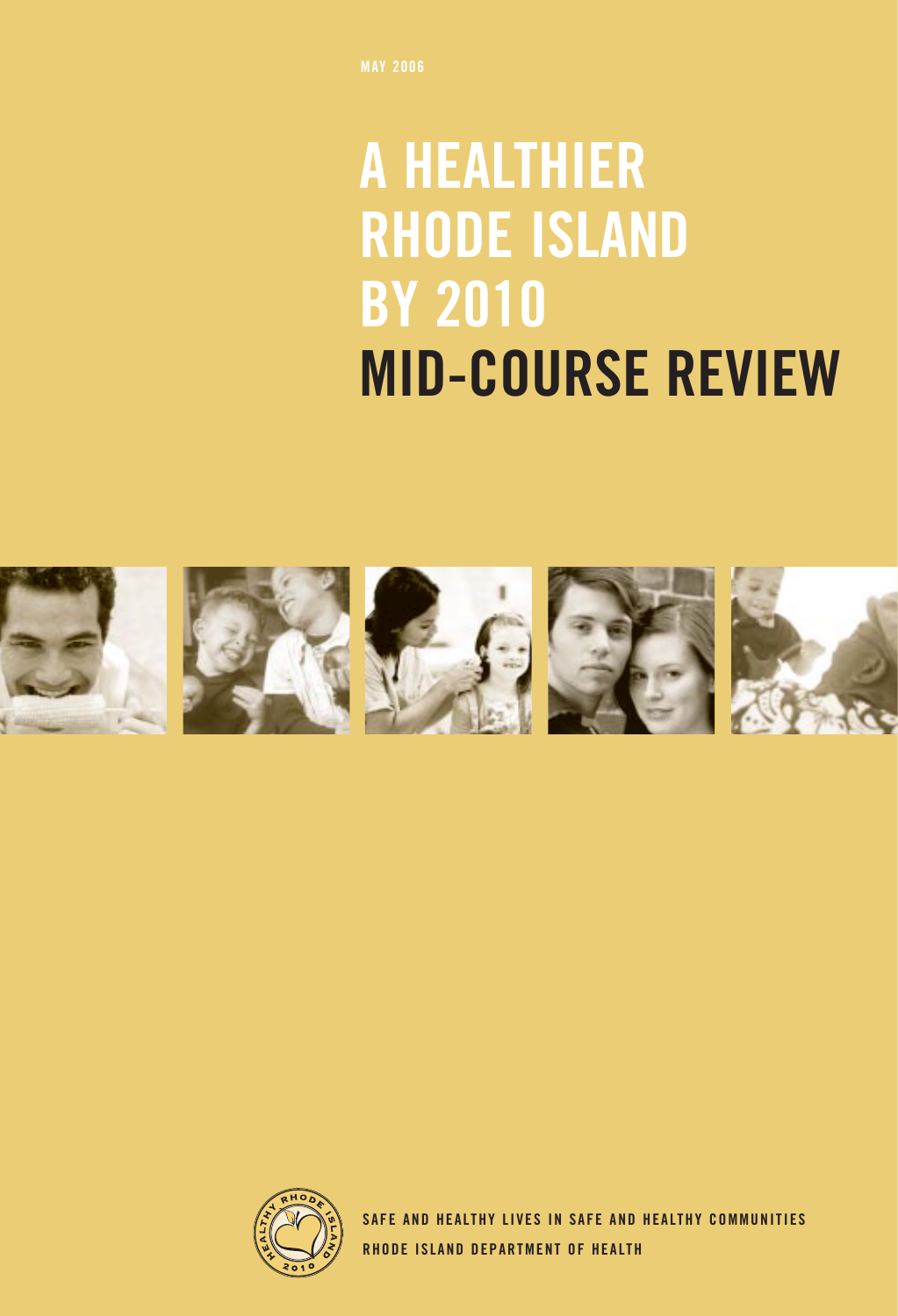MAY 2006

# A HEALTHIER RHODE ISLAND BY 2010 MID-COURSE REVIEW

SAFE AND HEALTHY LIVES IN SAFE AND HEALTHY COMMUNITIES

RHODE ISLAND DEPARTMENT OF HEALTH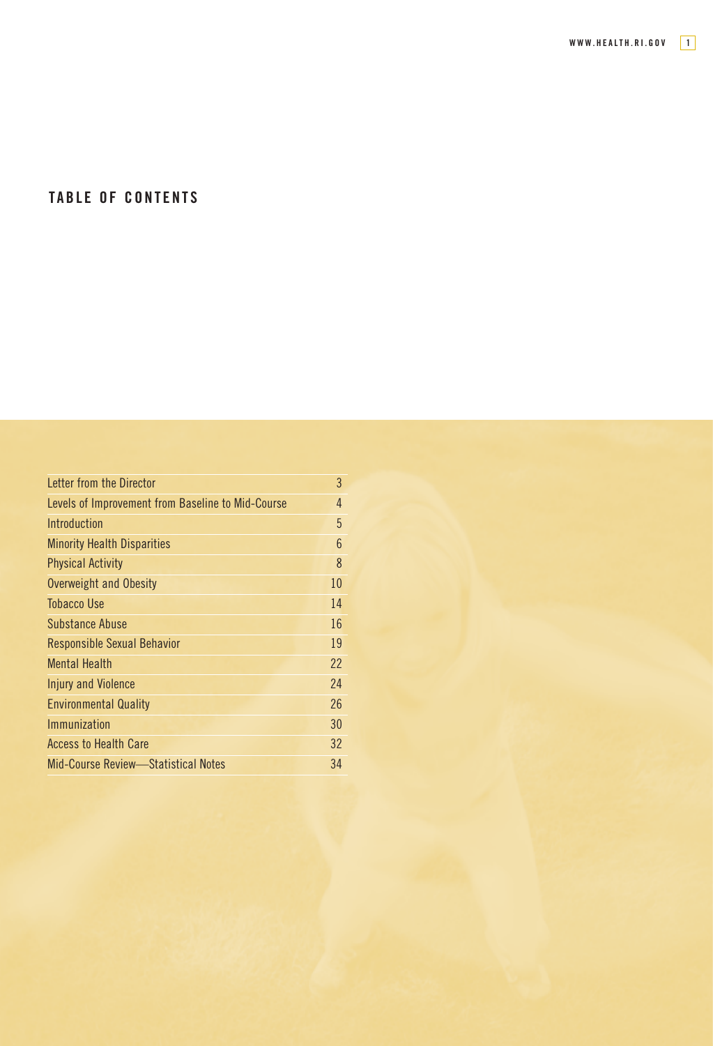## TABLE OF CONTENTS

| | |
|---|---|
| Letter from the Director | 3 |
| Levels of Improvement from Baseline to Mid-Course | 4 |
| Introduction | 5 |
| Minority Health Disparities | 6 |
| Physical Activity | 8 |
| Overweight and Obesity | 10 |
| Tobacco Use | 14 |
| Substance Abuse | 16 |
| Responsible Sexual Behavior | 19 |
| Mental Health | 22 |
| Injury and Violence | 24 |
| Environmental Quality | 26 |
| Immunization | 30 |
| Access to Health Care | 32 |
| Mid-Course Review—Statistical Notes | 34 |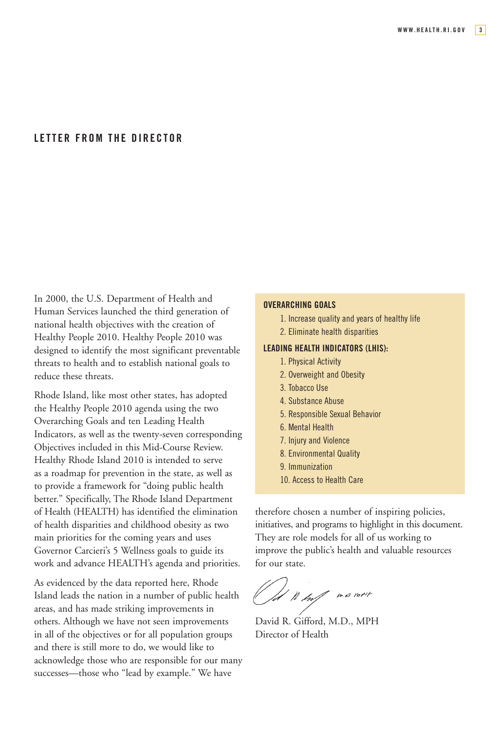## LETTER FROM THE DIRECTOR

In 2000, the U.S. Department of Health and Human Services launched the third generation of national health objectives with the creation of Healthy People 2010. Healthy People 2010 was designed to identify the most significant preventable threats to health and to establish national goals to reduce these threats.

Rhode Island, like most other states, has adopted the Healthy People 2010 agenda using the two Overarching Goals and ten Leading Health Indicators, as well as the twenty-seven corresponding Objectives included in this Mid-Course Review. Healthy Rhode Island 2010 is intended to serve as a roadmap for prevention in the state, as well as to provide a framework for "doing public health better." Specifically, The Rhode Island Department of Health (HEALTH) has identified the elimination of health disparities and childhood obesity as two main priorities for the coming years and uses Governor Carcieri's 5 Wellness goals to guide its work and advance HEALTH's agenda and priorities.

As evidenced by the data reported here, Rhode Island leads the nation in a number of public health areas, and has made striking improvements in others. Although we have not seen improvements in all of the objectives or for all population groups and there is still more to do, we would like to acknowledge those who are responsible for our many successes—those who "lead by example." We have therefore chosen a number of inspiring policies, initiatives, and programs to highlight in this document. They are role models for all of us working to improve the public's health and valuable resources for our state.

David R. Gifford, M.D., MPH
Director of Health

**OVERARCHING GOALS**

1. Increase quality and years of healthy life
2. Eliminate health disparities

**LEADING HEALTH INDICATORS (LHIS):**

1. Physical Activity
2. Overweight and Obesity
3. Tobacco Use
4. Substance Abuse
5. Responsible Sexual Behavior
6. Mental Health
7. Injury and Violence
8. Environmental Quality
9. Immunization
10. Access to Health Care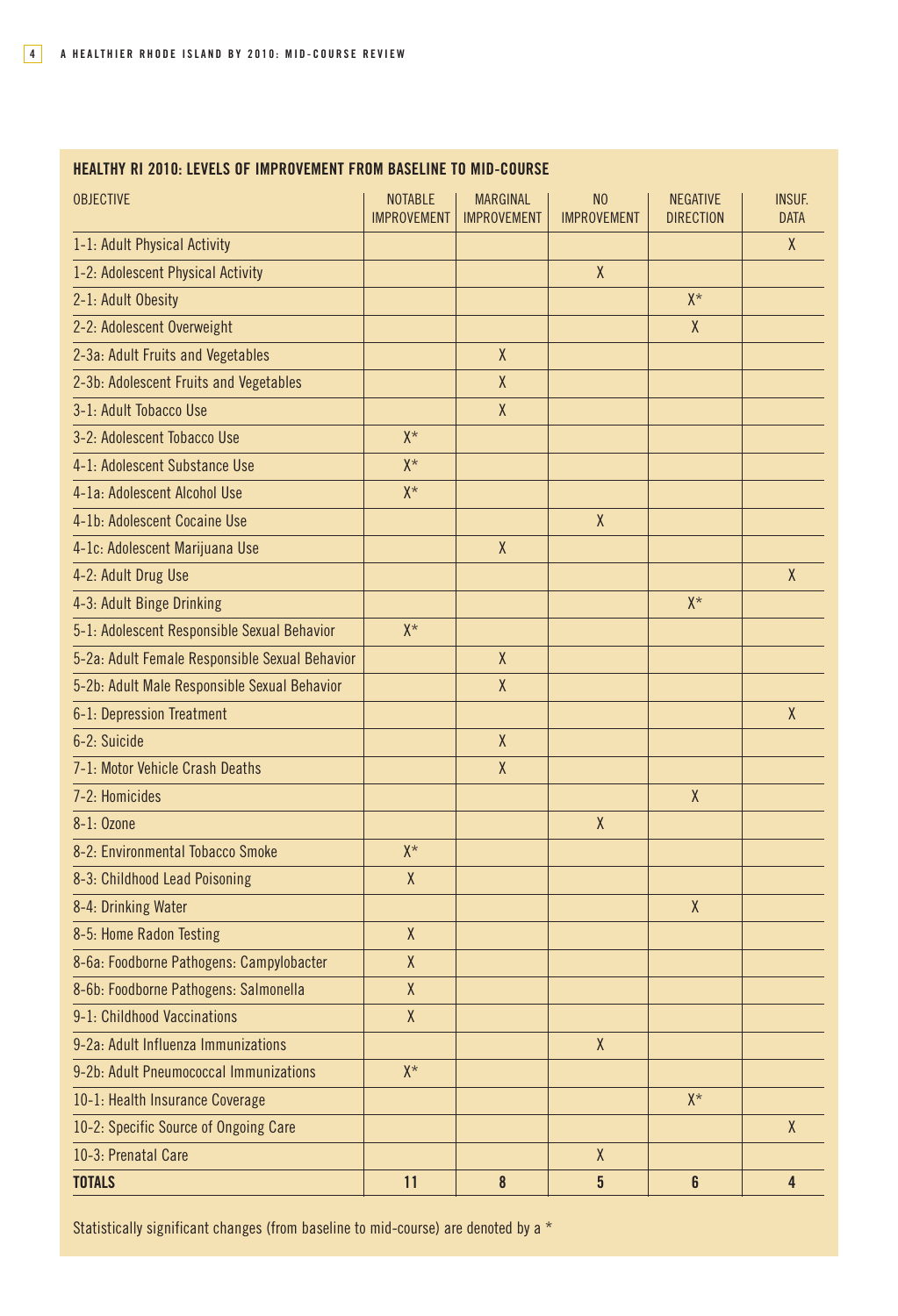**HEALTHY RI 2010: LEVELS OF IMPROVEMENT FROM BASELINE TO MID-COURSE**

| OBJECTIVE | NOTABLE IMPROVEMENT | MARGINAL IMPROVEMENT | NO IMPROVEMENT | NEGATIVE DIRECTION | INSUF. DATA |
|---|---|---|---|---|---|
| 1-1: Adult Physical Activity | | | | | X |
| 1-2: Adolescent Physical Activity | | | X | | |
| 2-1: Adult Obesity | | | | X* | |
| 2-2: Adolescent Overweight | | | | X | |
| 2-3a: Adult Fruits and Vegetables | | X | | | |
| 2-3b: Adolescent Fruits and Vegetables | | X | | | |
| 3-1: Adult Tobacco Use | | X | | | |
| 3-2: Adolescent Tobacco Use | X* | | | | |
| 4-1: Adolescent Substance Use | X* | | | | |
| 4-1a: Adolescent Alcohol Use | X* | | | | |
| 4-1b: Adolescent Cocaine Use | | | X | | |
| 4-1c: Adolescent Marijuana Use | | X | | | |
| 4-2: Adult Drug Use | | | | | X |
| 4-3: Adult Binge Drinking | | | | X* | |
| 5-1: Adolescent Responsible Sexual Behavior | X* | | | | |
| 5-2a: Adult Female Responsible Sexual Behavior | | X | | | |
| 5-2b: Adult Male Responsible Sexual Behavior | | X | | | |
| 6-1: Depression Treatment | | | | | X |
| 6-2: Suicide | | X | | | |
| 7-1: Motor Vehicle Crash Deaths | | X | | | |
| 7-2: Homicides | | | | X | |
| 8-1: Ozone | | | X | | |
| 8-2: Environmental Tobacco Smoke | X* | | | | |
| 8-3: Childhood Lead Poisoning | X | | | | |
| 8-4: Drinking Water | | | | X | |
| 8-5: Home Radon Testing | X | | | | |
| 8-6a: Foodborne Pathogens: Campylobacter | X | | | | |
| 8-6b: Foodborne Pathogens: Salmonella | X | | | | |
| 9-1: Childhood Vaccinations | X | | | | |
| 9-2a: Adult Influenza Immunizations | | | X | | |
| 9-2b: Adult Pneumococcal Immunizations | X* | | | | |
| 10-1: Health Insurance Coverage | | | | X* | |
| 10-2: Specific Source of Ongoing Care | | | | | X |
| 10-3: Prenatal Care | | | X | | |
| **TOTALS** | **11** | **8** | **5** | **6** | **4** |

Statistically significant changes (from baseline to mid-course) are denoted by a *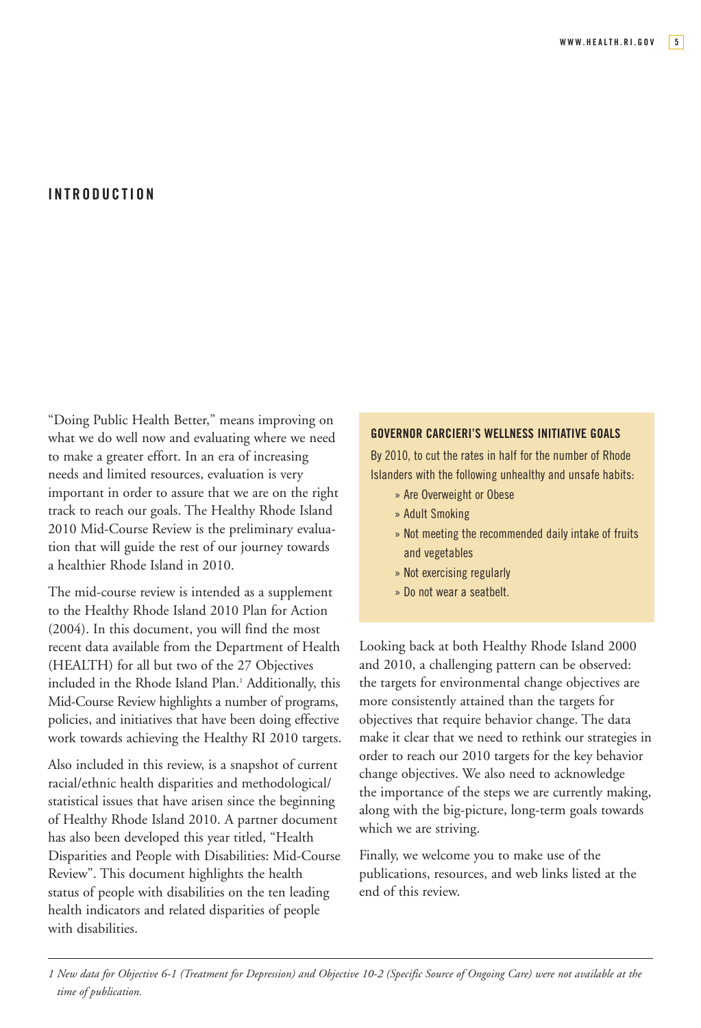# INTRODUCTION

"Doing Public Health Better," means improving on what we do well now and evaluating where we need to make a greater effort. In an era of increasing needs and limited resources, evaluation is very important in order to assure that we are on the right track to reach our goals. The Healthy Rhode Island 2010 Mid-Course Review is the preliminary evaluation that will guide the rest of our journey towards a healthier Rhode Island in 2010.

The mid-course review is intended as a supplement to the Healthy Rhode Island 2010 Plan for Action (2004). In this document, you will find the most recent data available from the Department of Health (HEALTH) for all but two of the 27 Objectives included in the Rhode Island Plan.[1] Additionally, this Mid-Course Review highlights a number of programs, policies, and initiatives that have been doing effective work towards achieving the Healthy RI 2010 targets.

Also included in this review, is a snapshot of current racial/ethnic health disparities and methodological/statistical issues that have arisen since the beginning of Healthy Rhode Island 2010. A partner document has also been developed this year titled, "Health Disparities and People with Disabilities: Mid-Course Review". This document highlights the health status of people with disabilities on the ten leading health indicators and related disparities of people with disabilities.

**GOVERNOR CARCIERI'S WELLNESS INITIATIVE GOALS**

By 2010, to cut the rates in half for the number of Rhode Islanders with the following unhealthy and unsafe habits:

- Are Overweight or Obese
- Adult Smoking
- Not meeting the recommended daily intake of fruits and vegetables
- Not exercising regularly
- Do not wear a seatbelt.

Looking back at both Healthy Rhode Island 2000 and 2010, a challenging pattern can be observed: the targets for environmental change objectives are more consistently attained than the targets for objectives that require behavior change. The data make it clear that we need to rethink our strategies in order to reach our 2010 targets for the key behavior change objectives. We also need to acknowledge the importance of the steps we are currently making, along with the big-picture, long-term goals towards which we are striving.

Finally, we welcome you to make use of the publications, resources, and web links listed at the end of this review.

*1 New data for Objective 6-1 (Treatment for Depression) and Objective 10-2 (Specific Source of Ongoing Care) were not available at the time of publication.*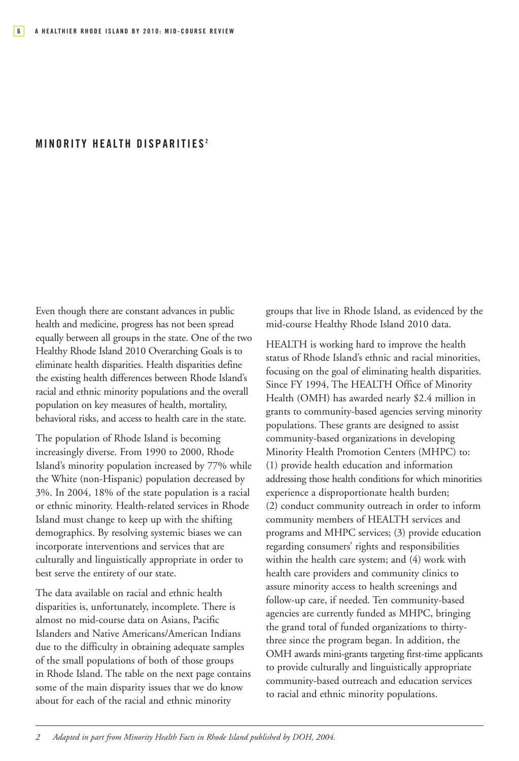## MINORITY HEALTH DISPARITIES[2]

Even though there are constant advances in public health and medicine, progress has not been spread equally between all groups in the state. One of the two Healthy Rhode Island 2010 Overarching Goals is to eliminate health disparities. Health disparities define the existing health differences between Rhode Island's racial and ethnic minority populations and the overall population on key measures of health, mortality, behavioral risks, and access to health care in the state.

The population of Rhode Island is becoming increasingly diverse. From 1990 to 2000, Rhode Island's minority population increased by 77% while the White (non-Hispanic) population decreased by 3%. In 2004, 18% of the state population is a racial or ethnic minority. Health-related services in Rhode Island must change to keep up with the shifting demographics. By resolving systemic biases we can incorporate interventions and services that are culturally and linguistically appropriate in order to best serve the entirety of our state.

The data available on racial and ethnic health disparities is, unfortunately, incomplete. There is almost no mid-course data on Asians, Pacific Islanders and Native Americans/American Indians due to the difficulty in obtaining adequate samples of the small populations of both of those groups in Rhode Island. The table on the next page contains some of the main disparity issues that we do know about for each of the racial and ethnic minority groups that live in Rhode Island, as evidenced by the mid-course Healthy Rhode Island 2010 data.

HEALTH is working hard to improve the health status of Rhode Island's ethnic and racial minorities, focusing on the goal of eliminating health disparities. Since FY 1994, The HEALTH Office of Minority Health (OMH) has awarded nearly $2.4 million in grants to community-based agencies serving minority populations. These grants are designed to assist community-based organizations in developing Minority Health Promotion Centers (MHPC) to: (1) provide health education and information addressing those health conditions for which minorities experience a disproportionate health burden; (2) conduct community outreach in order to inform community members of HEALTH services and programs and MHPC services; (3) provide education regarding consumers' rights and responsibilities within the health care system; and (4) work with health care providers and community clinics to assure minority access to health screenings and follow-up care, if needed. Ten community-based agencies are currently funded as MHPC, bringing the grand total of funded organizations to thirty-three since the program began. In addition, the OMH awards mini-grants targeting first-time applicants to provide culturally and linguistically appropriate community-based outreach and education services to racial and ethnic minority populations.

---

2 *Adapted in part from Minority Health Facts in Rhode Island published by DOH, 2004.*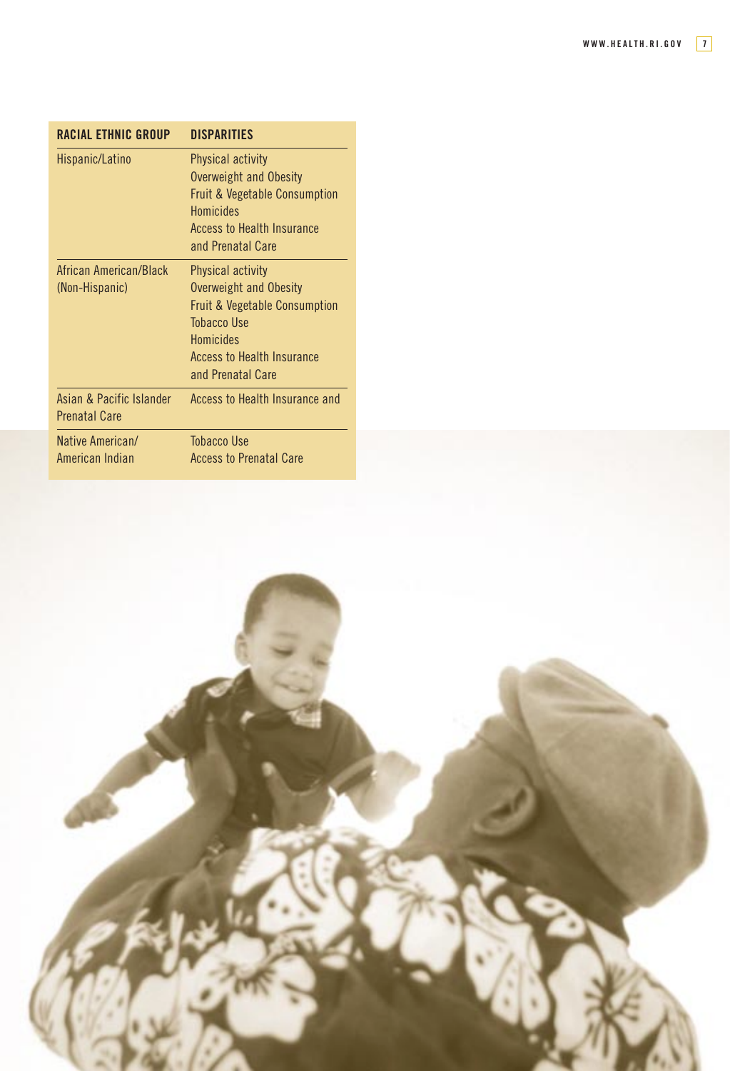| RACIAL ETHNIC GROUP | DISPARITIES |
|---|---|
| Hispanic/Latino | Physical activity<br>Overweight and Obesity<br>Fruit & Vegetable Consumption<br>Homicides<br>Access to Health Insurance and Prenatal Care |
| African American/Black (Non-Hispanic) | Physical activity<br>Overweight and Obesity<br>Fruit & Vegetable Consumption<br>Tobacco Use<br>Homicides<br>Access to Health Insurance and Prenatal Care |
| Asian & Pacific Islander | Access to Health Insurance and Prenatal Care |
| Native American/ American Indian | Tobacco Use<br>Access to Prenatal Care |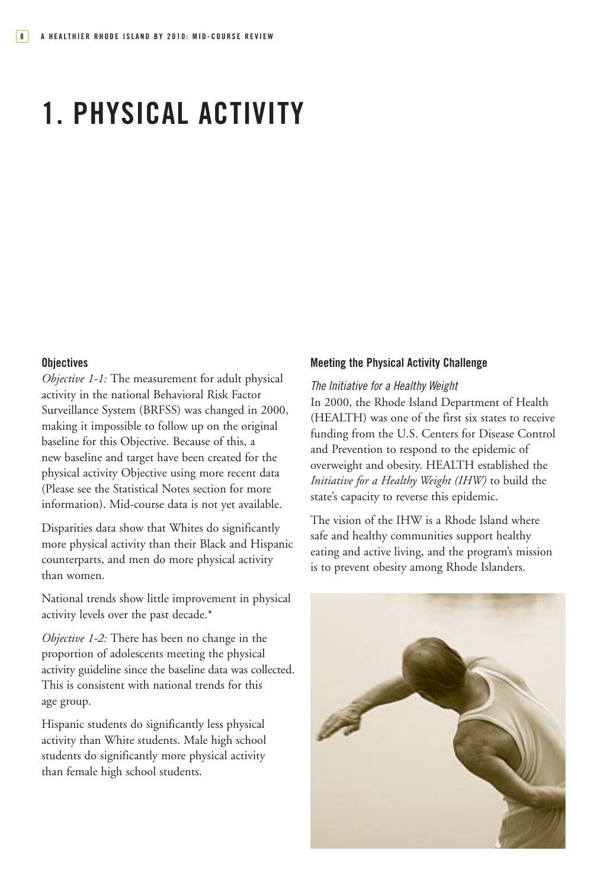# 1. PHYSICAL ACTIVITY

### Objectives

*Objective 1-1:* The measurement for adult physical activity in the national Behavioral Risk Factor Surveillance System (BRFSS) was changed in 2000, making it impossible to follow up on the original baseline for this Objective. Because of this, a new baseline and target have been created for the physical activity Objective using more recent data (Please see the Statistical Notes section for more information). Mid-course data is not yet available.

Disparities data show that Whites do significantly more physical activity than their Black and Hispanic counterparts, and men do more physical activity than women.

National trends show little improvement in physical activity levels over the past decade.*

*Objective 1-2:* There has been no change in the proportion of adolescents meeting the physical activity guideline since the baseline data was collected. This is consistent with national trends for this age group.

Hispanic students do significantly less physical activity than White students. Male high school students do significantly more physical activity than female high school students.

### Meeting the Physical Activity Challenge

*The Initiative for a Healthy Weight*

In 2000, the Rhode Island Department of Health (HEALTH) was one of the first six states to receive funding from the U.S. Centers for Disease Control and Prevention to respond to the epidemic of overweight and obesity. HEALTH established the *Initiative for a Healthy Weight (IHW)* to build the state's capacity to reverse this epidemic.

The vision of the IHW is a Rhode Island where safe and healthy communities support healthy eating and active living, and the program's mission is to prevent obesity among Rhode Islanders.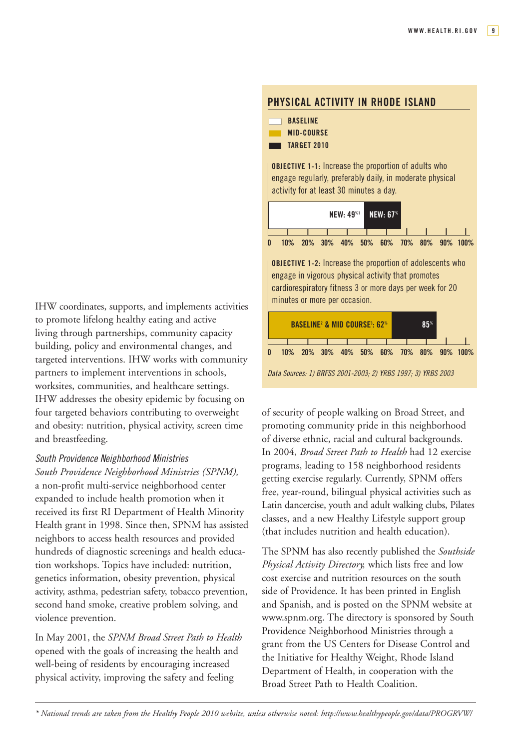IHW coordinates, supports, and implements activities to promote lifelong healthy eating and active living through partnerships, community capacity building, policy and environmental changes, and targeted interventions. IHW works with community partners to implement interventions in schools, worksites, communities, and healthcare settings. IHW addresses the obesity epidemic by focusing on four targeted behaviors contributing to overweight and obesity: nutrition, physical activity, screen time and breastfeeding.

### South Providence Neighborhood Ministries

*South Providence Neighborhood Ministries (SPNM),* a non-profit multi-service neighborhood center expanded to include health promotion when it received its first RI Department of Health Minority Health grant in 1998. Since then, SPNM has assisted neighbors to access health resources and provided hundreds of diagnostic screenings and health education workshops. Topics have included: nutrition, genetics information, obesity prevention, physical activity, asthma, pedestrian safety, tobacco prevention, second hand smoke, creative problem solving, and violence prevention.

In May 2001, the *SPNM Broad Street Path to Health* opened with the goals of increasing the health and well-being of residents by encouraging increased physical activity, improving the safety and feeling of security of people walking on Broad Street, and promoting community pride in this neighborhood of diverse ethnic, racial and cultural backgrounds. In 2004, *Broad Street Path to Health* had 12 exercise programs, leading to 158 neighborhood residents getting exercise regularly. Currently, SPNM offers free, year-round, bilingual physical activities such as Latin dancercise, youth and adult walking clubs, Pilates classes, and a new Healthy Lifestyle support group (that includes nutrition and health education).

The SPNM has also recently published the *Southside Physical Activity Directory,* which lists free and low cost exercise and nutrition resources on the south side of Providence. It has been printed in English and Spanish, and is posted on the SPNM website at www.spnm.org. The directory is sponsored by South Providence Neighborhood Ministries through a grant from the US Centers for Disease Control and the Initiative for Healthy Weight, Rhode Island Department of Health, in cooperation with the Broad Street Path to Health Coalition.

## PHYSICAL ACTIVITY IN RHODE ISLAND

Legend: BASELINE / MID-COURSE / TARGET 2010

**OBJECTIVE 1-1:** Increase the proportion of adults who engage regularly, preferably daily, in moderate physical activity for at least 30 minutes a day.

| | Value |
|---|---|
| NEW (Baseline) | 49%[1] |
| NEW (Target 2010) | 67% |

**OBJECTIVE 1-2:** Increase the proportion of adolescents who engage in vigorous physical activity that promotes cardiorespiratory fitness 3 or more days per week for 20 minutes or more per occasion.

| | Value |
|---|---|
| Baseline[2] & Mid Course[3] | 62% |
| Target 2010 | 85% |

*Data Sources: 1) BRFSS 2001-2003; 2) YRBS 1997; 3) YRBS 2003*

*\* National trends are taken from the Healthy People 2010 website, unless otherwise noted: http://www.healthypeople.gov/data/PROGRVW/*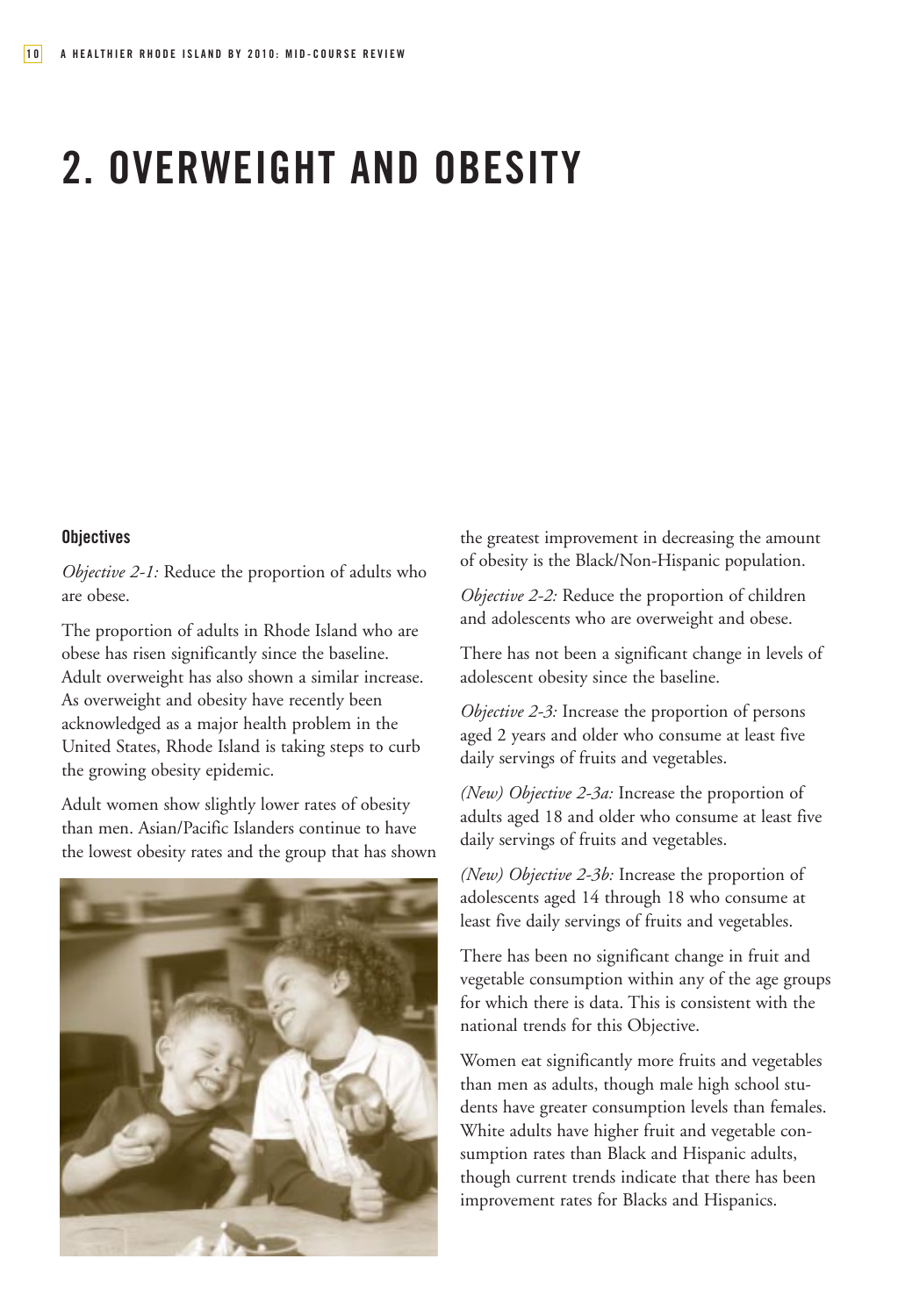# 2. OVERWEIGHT AND OBESITY

### Objectives

*Objective 2-1:* Reduce the proportion of adults who are obese.

The proportion of adults in Rhode Island who are obese has risen significantly since the baseline. Adult overweight has also shown a similar increase. As overweight and obesity have recently been acknowledged as a major health problem in the United States, Rhode Island is taking steps to curb the growing obesity epidemic.

Adult women show slightly lower rates of obesity than men. Asian/Pacific Islanders continue to have the lowest obesity rates and the group that has shown the greatest improvement in decreasing the amount of obesity is the Black/Non-Hispanic population.

*Objective 2-2:* Reduce the proportion of children and adolescents who are overweight and obese.

There has not been a significant change in levels of adolescent obesity since the baseline.

*Objective 2-3:* Increase the proportion of persons aged 2 years and older who consume at least five daily servings of fruits and vegetables.

*(New) Objective 2-3a:* Increase the proportion of adults aged 18 and older who consume at least five daily servings of fruits and vegetables.

*(New) Objective 2-3b:* Increase the proportion of adolescents aged 14 through 18 who consume at least five daily servings of fruits and vegetables.

There has been no significant change in fruit and vegetable consumption within any of the age groups for which there is data. This is consistent with the national trends for this Objective.

Women eat significantly more fruits and vegetables than men as adults, though male high school students have greater consumption levels than females. White adults have higher fruit and vegetable consumption rates than Black and Hispanic adults, though current trends indicate that there has been improvement rates for Blacks and Hispanics.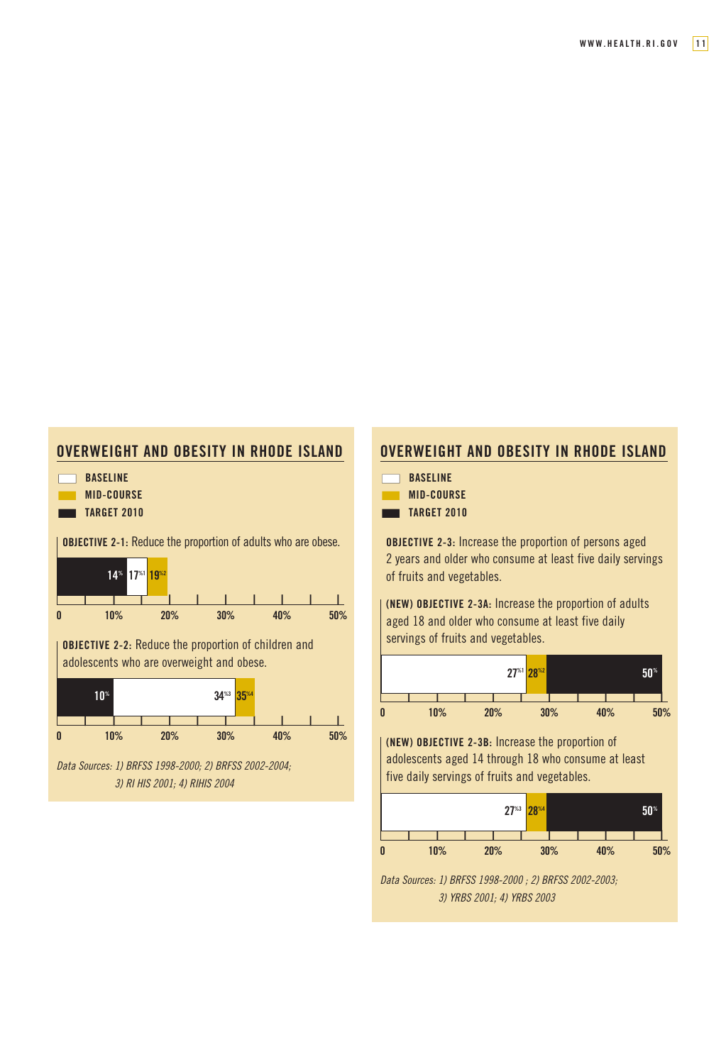## OVERWEIGHT AND OBESITY IN RHODE ISLAND

- BASELINE
- MID-COURSE
- TARGET 2010

**OBJECTIVE 2-1:** Reduce the proportion of adults who are obese.

| | Baseline | Mid-course | Target 2010 |
|---|---|---|---|
| Adults who are obese | 17%[1] | 19%[2] | 14% |

**OBJECTIVE 2-2:** Reduce the proportion of children and adolescents who are overweight and obese.

| | Baseline | Mid-course | Target 2010 |
|---|---|---|---|
| Children and adolescents who are overweight and obese | 34%[3] | 35%[4] | 10% |

*Data Sources: 1) BRFSS 1998-2000; 2) BRFSS 2002-2004; 3) RI HIS 2001; 4) RIHIS 2004*

## OVERWEIGHT AND OBESITY IN RHODE ISLAND

- BASELINE
- MID-COURSE
- TARGET 2010

**OBJECTIVE 2-3:** Increase the proportion of persons aged 2 years and older who consume at least five daily servings of fruits and vegetables.

**(NEW) OBJECTIVE 2-3A:** Increase the proportion of adults aged 18 and older who consume at least five daily servings of fruits and vegetables.

| | Baseline | Mid-course | Target 2010 |
|---|---|---|---|
| Adults aged 18 and older | 27%[1] | 28%[2] | 50% |

**(NEW) OBJECTIVE 2-3B:** Increase the proportion of adolescents aged 14 through 18 who consume at least five daily servings of fruits and vegetables.

| | Baseline | Mid-course | Target 2010 |
|---|---|---|---|
| Adolescents aged 14 through 18 | 27%[3] | 28%[4] | 50% |

*Data Sources: 1) BRFSS 1998-2000 ; 2) BRFSS 2002-2003; 3) YRBS 2001; 4) YRBS 2003*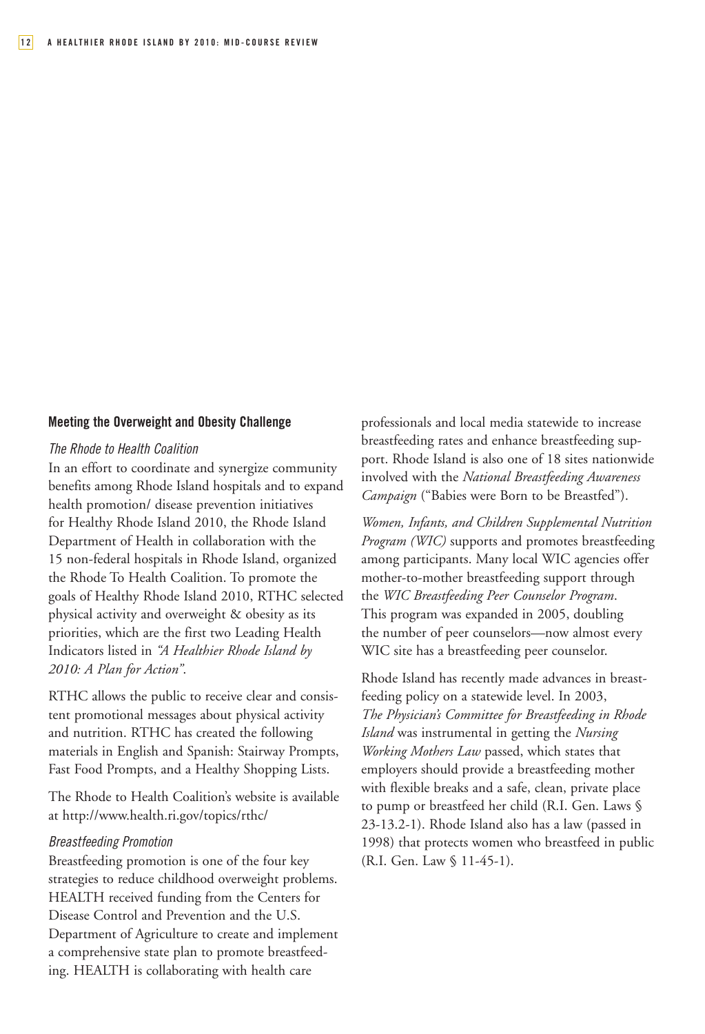## Meeting the Overweight and Obesity Challenge

### *The Rhode to Health Coalition*

In an effort to coordinate and synergize community benefits among Rhode Island hospitals and to expand health promotion/ disease prevention initiatives for Healthy Rhode Island 2010, the Rhode Island Department of Health in collaboration with the 15 non-federal hospitals in Rhode Island, organized the Rhode To Health Coalition. To promote the goals of Healthy Rhode Island 2010, RTHC selected physical activity and overweight & obesity as its priorities, which are the first two Leading Health Indicators listed in *"A Healthier Rhode Island by 2010: A Plan for Action"*.

RTHC allows the public to receive clear and consistent promotional messages about physical activity and nutrition. RTHC has created the following materials in English and Spanish: Stairway Prompts, Fast Food Prompts, and a Healthy Shopping Lists.

The Rhode to Health Coalition's website is available at http://www.health.ri.gov/topics/rthc/

### *Breastfeeding Promotion*

Breastfeeding promotion is one of the four key strategies to reduce childhood overweight problems. HEALTH received funding from the Centers for Disease Control and Prevention and the U.S. Department of Agriculture to create and implement a comprehensive state plan to promote breastfeeding. HEALTH is collaborating with health care professionals and local media statewide to increase breastfeeding rates and enhance breastfeeding support. Rhode Island is also one of 18 sites nationwide involved with the *National Breastfeeding Awareness Campaign* ("Babies were Born to be Breastfed").

*Women, Infants, and Children Supplemental Nutrition Program (WIC)* supports and promotes breastfeeding among participants. Many local WIC agencies offer mother-to-mother breastfeeding support through the *WIC Breastfeeding Peer Counselor Program*. This program was expanded in 2005, doubling the number of peer counselors—now almost every WIC site has a breastfeeding peer counselor.

Rhode Island has recently made advances in breastfeeding policy on a statewide level. In 2003, *The Physician's Committee for Breastfeeding in Rhode Island* was instrumental in getting the *Nursing Working Mothers Law* passed, which states that employers should provide a breastfeeding mother with flexible breaks and a safe, clean, private place to pump or breastfeed her child (R.I. Gen. Laws § 23-13.2-1). Rhode Island also has a law (passed in 1998) that protects women who breastfeed in public (R.I. Gen. Law § 11-45-1).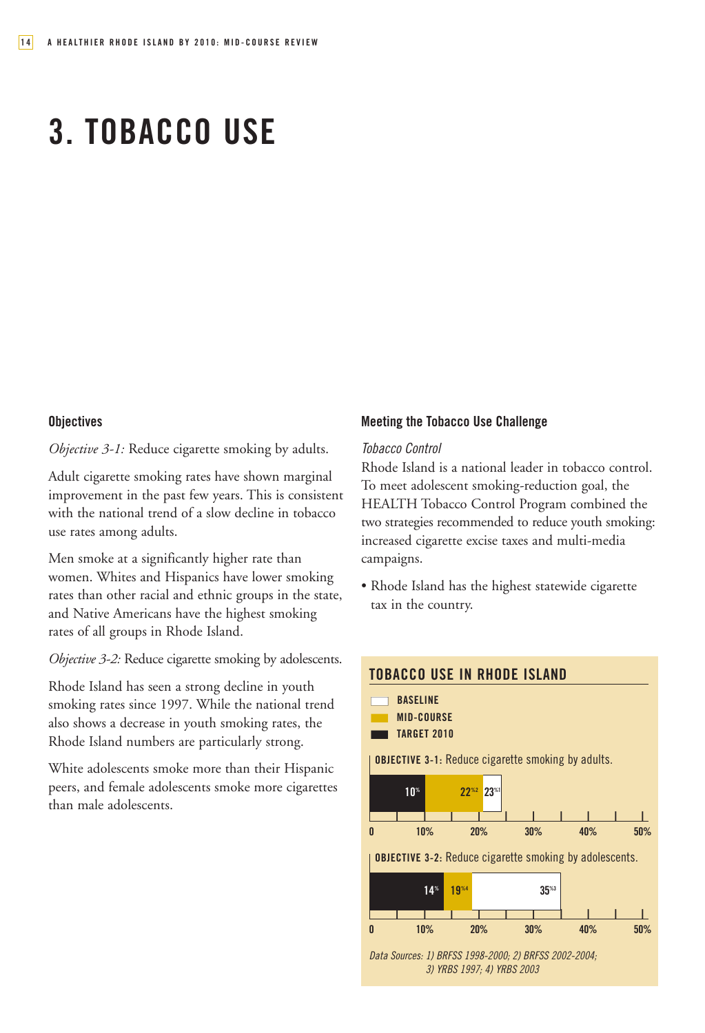# 3. TOBACCO USE

### Objectives

*Objective 3-1:* Reduce cigarette smoking by adults.

Adult cigarette smoking rates have shown marginal improvement in the past few years. This is consistent with the national trend of a slow decline in tobacco use rates among adults.

Men smoke at a significantly higher rate than women. Whites and Hispanics have lower smoking rates than other racial and ethnic groups in the state, and Native Americans have the highest smoking rates of all groups in Rhode Island.

*Objective 3-2:* Reduce cigarette smoking by adolescents.

Rhode Island has seen a strong decline in youth smoking rates since 1997. While the national trend also shows a decrease in youth smoking rates, the Rhode Island numbers are particularly strong.

White adolescents smoke more than their Hispanic peers, and female adolescents smoke more cigarettes than male adolescents.

### Meeting the Tobacco Use Challenge

*Tobacco Control*

Rhode Island is a national leader in tobacco control. To meet adolescent smoking-reduction goal, the HEALTH Tobacco Control Program combined the two strategies recommended to reduce youth smoking: increased cigarette excise taxes and multi-media campaigns.

- Rhode Island has the highest statewide cigarette tax in the country.

### TOBACCO USE IN RHODE ISLAND

| Objective | Baseline | Mid-Course | Target 2010 |
| --- | --- | --- | --- |
| **OBJECTIVE 3-1:** Reduce cigarette smoking by adults. | 23%[1] | 22%[2] | 10% |
| **OBJECTIVE 3-2:** Reduce cigarette smoking by adolescents. | 35%[3] | 19%[4] | 14% |

*Data Sources: 1) BRFSS 1998-2000; 2) BRFSS 2002-2004; 3) YRBS 1997; 4) YRBS 2003*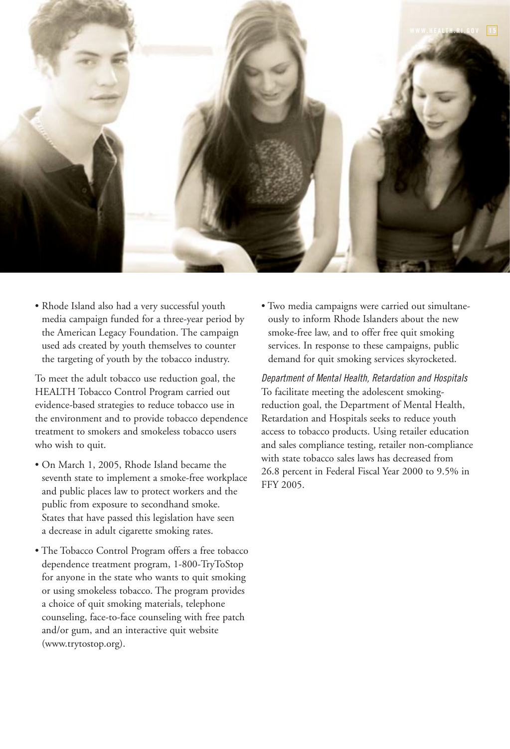- Rhode Island also had a very successful youth media campaign funded for a three-year period by the American Legacy Foundation. The campaign used ads created by youth themselves to counter the targeting of youth by the tobacco industry.

To meet the adult tobacco use reduction goal, the HEALTH Tobacco Control Program carried out evidence-based strategies to reduce tobacco use in the environment and to provide tobacco dependence treatment to smokers and smokeless tobacco users who wish to quit.

- On March 1, 2005, Rhode Island became the seventh state to implement a smoke-free workplace and public places law to protect workers and the public from exposure to secondhand smoke. States that have passed this legislation have seen a decrease in adult cigarette smoking rates.
- The Tobacco Control Program offers a free tobacco dependence treatment program, 1-800-TryToStop for anyone in the state who wants to quit smoking or using smokeless tobacco. The program provides a choice of quit smoking materials, telephone counseling, face-to-face counseling with free patch and/or gum, and an interactive quit website (www.trytostop.org).
- Two media campaigns were carried out simultaneously to inform Rhode Islanders about the new smoke-free law, and to offer free quit smoking services. In response to these campaigns, public demand for quit smoking services skyrocketed.

*Department of Mental Health, Retardation and Hospitals*

To facilitate meeting the adolescent smoking-reduction goal, the Department of Mental Health, Retardation and Hospitals seeks to reduce youth access to tobacco products. Using retailer education and sales compliance testing, retailer non-compliance with state tobacco sales laws has decreased from 26.8 percent in Federal Fiscal Year 2000 to 9.5% in FFY 2005.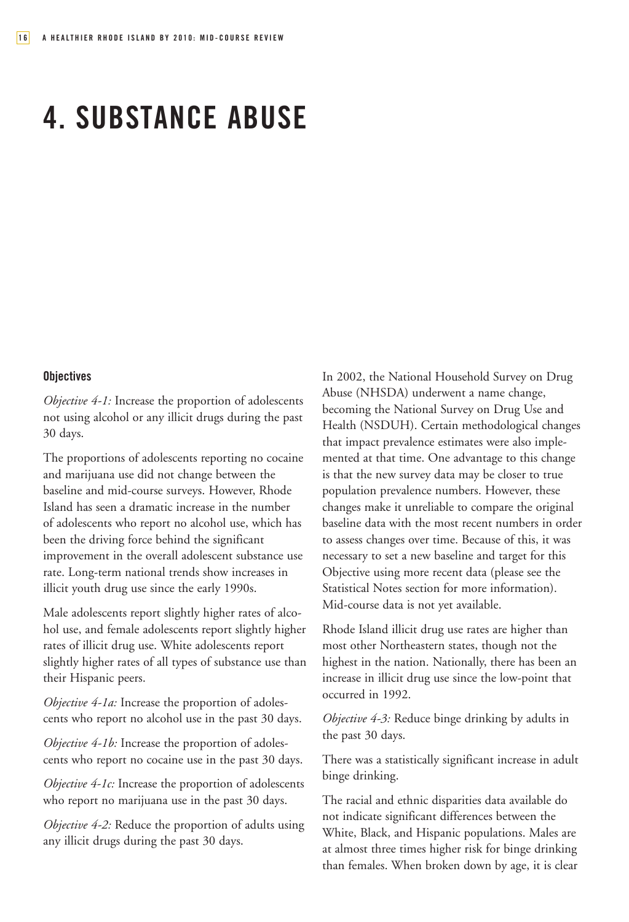# 4. SUBSTANCE ABUSE

### Objectives

*Objective 4-1:* Increase the proportion of adolescents not using alcohol or any illicit drugs during the past 30 days.

The proportions of adolescents reporting no cocaine and marijuana use did not change between the baseline and mid-course surveys. However, Rhode Island has seen a dramatic increase in the number of adolescents who report no alcohol use, which has been the driving force behind the significant improvement in the overall adolescent substance use rate. Long-term national trends show increases in illicit youth drug use since the early 1990s.

Male adolescents report slightly higher rates of alcohol use, and female adolescents report slightly higher rates of illicit drug use. White adolescents report slightly higher rates of all types of substance use than their Hispanic peers.

*Objective 4-1a:* Increase the proportion of adolescents who report no alcohol use in the past 30 days.

*Objective 4-1b:* Increase the proportion of adolescents who report no cocaine use in the past 30 days.

*Objective 4-1c:* Increase the proportion of adolescents who report no marijuana use in the past 30 days.

*Objective 4-2:* Reduce the proportion of adults using any illicit drugs during the past 30 days.

In 2002, the National Household Survey on Drug Abuse (NHSDA) underwent a name change, becoming the National Survey on Drug Use and Health (NSDUH). Certain methodological changes that impact prevalence estimates were also implemented at that time. One advantage to this change is that the new survey data may be closer to true population prevalence numbers. However, these changes make it unreliable to compare the original baseline data with the most recent numbers in order to assess changes over time. Because of this, it was necessary to set a new baseline and target for this Objective using more recent data (please see the Statistical Notes section for more information). Mid-course data is not yet available.

Rhode Island illicit drug use rates are higher than most other Northeastern states, though not the highest in the nation. Nationally, there has been an increase in illicit drug use since the low-point that occurred in 1992.

*Objective 4-3:* Reduce binge drinking by adults in the past 30 days.

There was a statistically significant increase in adult binge drinking.

The racial and ethnic disparities data available do not indicate significant differences between the White, Black, and Hispanic populations. Males are at almost three times higher risk for binge drinking than females. When broken down by age, it is clear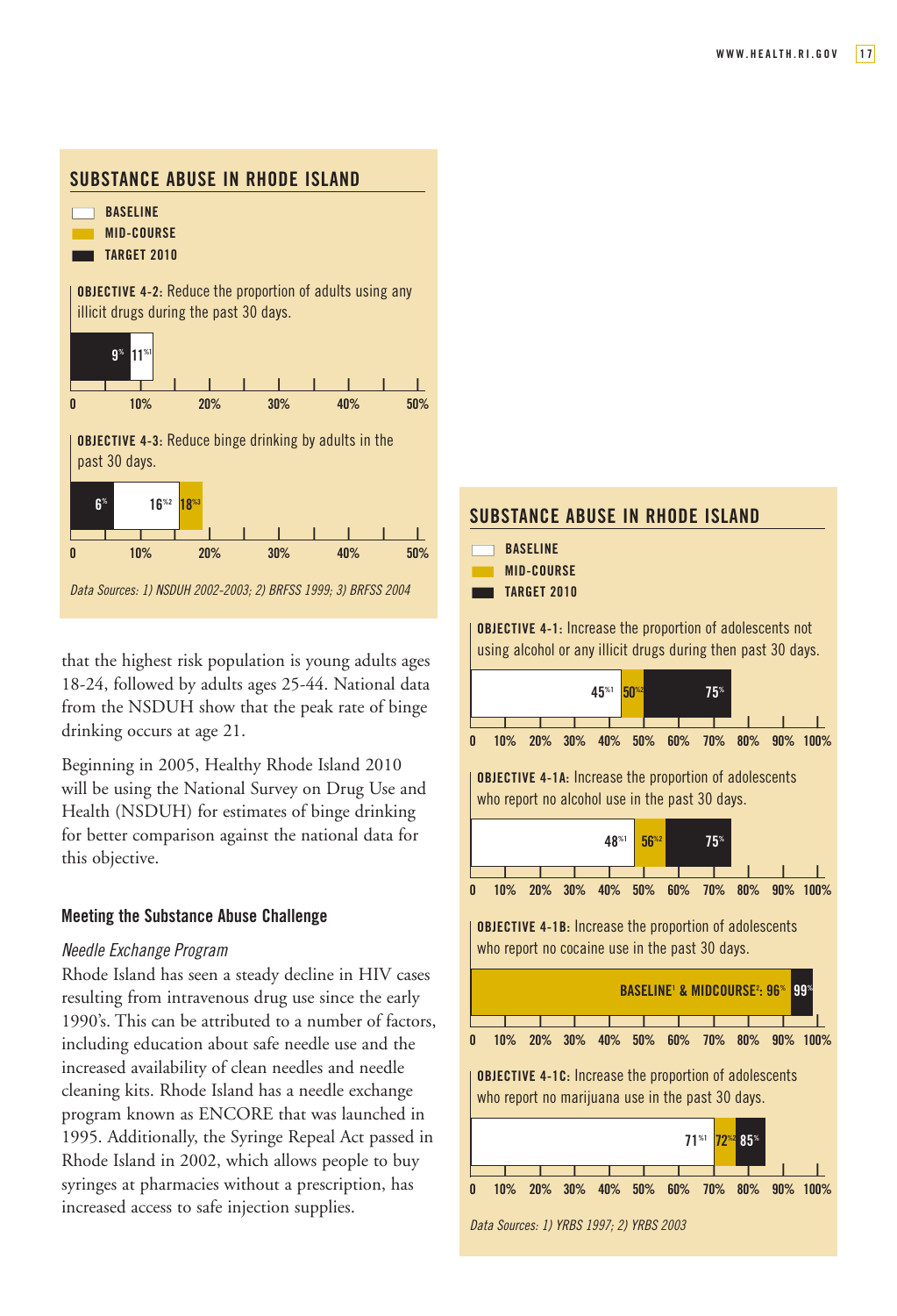## SUBSTANCE ABUSE IN RHODE ISLAND

- BASELINE
- MID-COURSE
- TARGET 2010

**OBJECTIVE 4-2:** Reduce the proportion of adults using any illicit drugs during the past 30 days.

| Target 2010 | Baseline |
|---|---|
| 9% | 11%[1] |

**OBJECTIVE 4-3:** Reduce binge drinking by adults in the past 30 days.

| Target 2010 | Baseline | Mid-course |
|---|---|---|
| 6% | 16%[2] | 18%[3] |

*Data Sources: 1) NSDUH 2002-2003; 2) BRFSS 1999; 3) BRFSS 2004*

that the highest risk population is young adults ages 18-24, followed by adults ages 25-44. National data from the NSDUH show that the peak rate of binge drinking occurs at age 21.

Beginning in 2005, Healthy Rhode Island 2010 will be using the National Survey on Drug Use and Health (NSDUH) for estimates of binge drinking for better comparison against the national data for this objective.

### Meeting the Substance Abuse Challenge

*Needle Exchange Program*

Rhode Island has seen a steady decline in HIV cases resulting from intravenous drug use since the early 1990's. This can be attributed to a number of factors, including education about safe needle use and the increased availability of clean needles and needle cleaning kits. Rhode Island has a needle exchange program known as ENCORE that was launched in 1995. Additionally, the Syringe Repeal Act passed in Rhode Island in 2002, which allows people to buy syringes at pharmacies without a prescription, has increased access to safe injection supplies.

## SUBSTANCE ABUSE IN RHODE ISLAND

- BASELINE
- MID-COURSE
- TARGET 2010

**OBJECTIVE 4-1:** Increase the proportion of adolescents not using alcohol or any illicit drugs during then past 30 days.

| Baseline | Mid-course | Target 2010 |
|---|---|---|
| 45%[1] | 50%[2] | 75% |

**OBJECTIVE 4-1A:** Increase the proportion of adolescents who report no alcohol use in the past 30 days.

| Baseline | Mid-course | Target 2010 |
|---|---|---|
| 48%[1] | 56%[2] | 75% |

**OBJECTIVE 4-1B:** Increase the proportion of adolescents who report no cocaine use in the past 30 days.

| Baseline[1] & Midcourse[2] | Target 2010 |
|---|---|
| 96% | 99% |

**OBJECTIVE 4-1C:** Increase the proportion of adolescents who report no marijuana use in the past 30 days.

| Baseline | Mid-course | Target 2010 |
|---|---|---|
| 71%[1] | 72%[2] | 85% |

*Data Sources: 1) YRBS 1997; 2) YRBS 2003*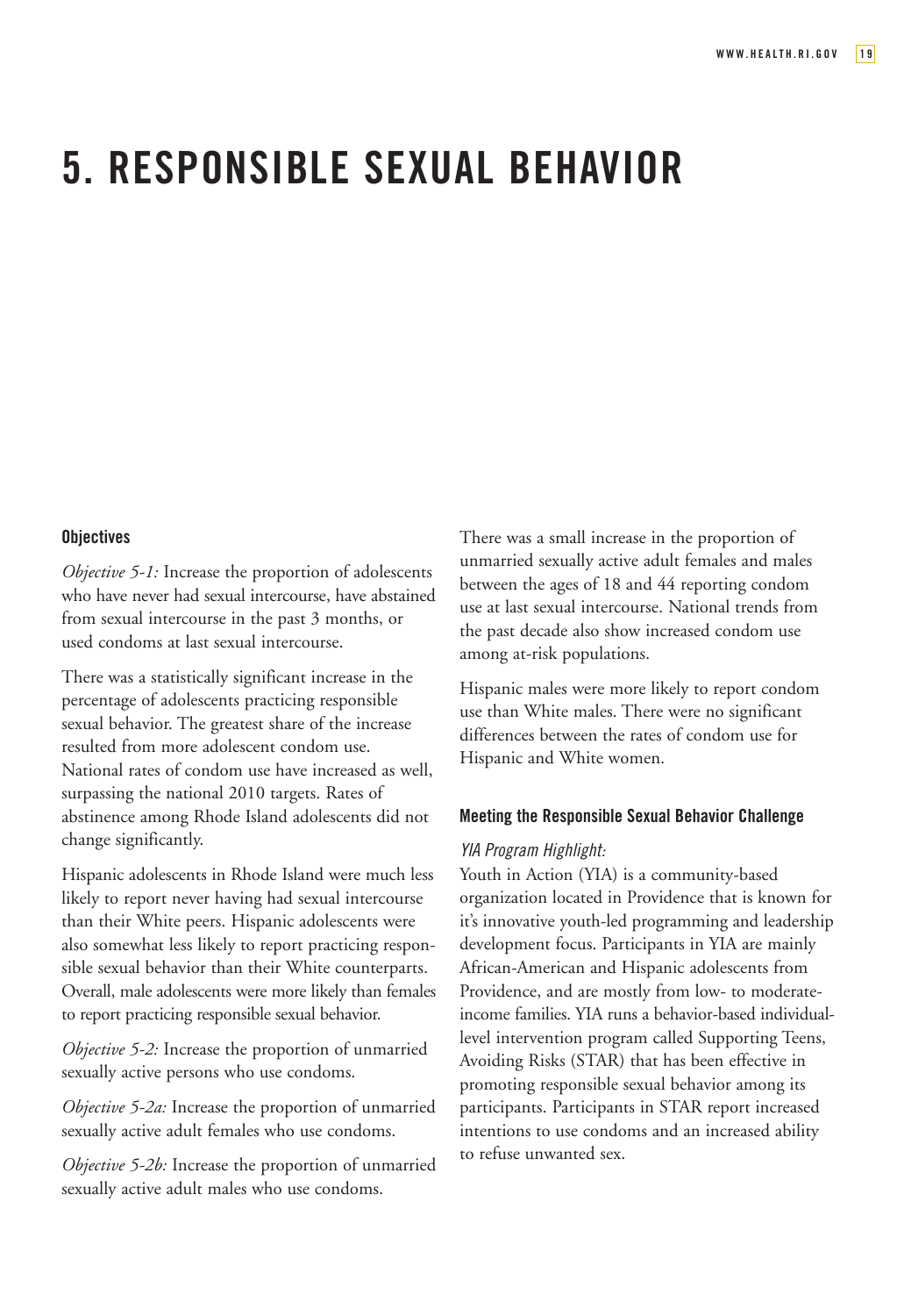# 5. RESPONSIBLE SEXUAL BEHAVIOR

### Objectives

*Objective 5-1:* Increase the proportion of adolescents who have never had sexual intercourse, have abstained from sexual intercourse in the past 3 months, or used condoms at last sexual intercourse.

There was a statistically significant increase in the percentage of adolescents practicing responsible sexual behavior. The greatest share of the increase resulted from more adolescent condom use. National rates of condom use have increased as well, surpassing the national 2010 targets. Rates of abstinence among Rhode Island adolescents did not change significantly.

Hispanic adolescents in Rhode Island were much less likely to report never having had sexual intercourse than their White peers. Hispanic adolescents were also somewhat less likely to report practicing responsible sexual behavior than their White counterparts. Overall, male adolescents were more likely than females to report practicing responsible sexual behavior.

*Objective 5-2:* Increase the proportion of unmarried sexually active persons who use condoms.

*Objective 5-2a:* Increase the proportion of unmarried sexually active adult females who use condoms.

*Objective 5-2b:* Increase the proportion of unmarried sexually active adult males who use condoms.

There was a small increase in the proportion of unmarried sexually active adult females and males between the ages of 18 and 44 reporting condom use at last sexual intercourse. National trends from the past decade also show increased condom use among at-risk populations.

Hispanic males were more likely to report condom use than White males. There were no significant differences between the rates of condom use for Hispanic and White women.

### Meeting the Responsible Sexual Behavior Challenge

*YIA Program Highlight:*

Youth in Action (YIA) is a community-based organization located in Providence that is known for it's innovative youth-led programming and leadership development focus. Participants in YIA are mainly African-American and Hispanic adolescents from Providence, and are mostly from low- to moderate-income families. YIA runs a behavior-based individual-level intervention program called Supporting Teens, Avoiding Risks (STAR) that has been effective in promoting responsible sexual behavior among its participants. Participants in STAR report increased intentions to use condoms and an increased ability to refuse unwanted sex.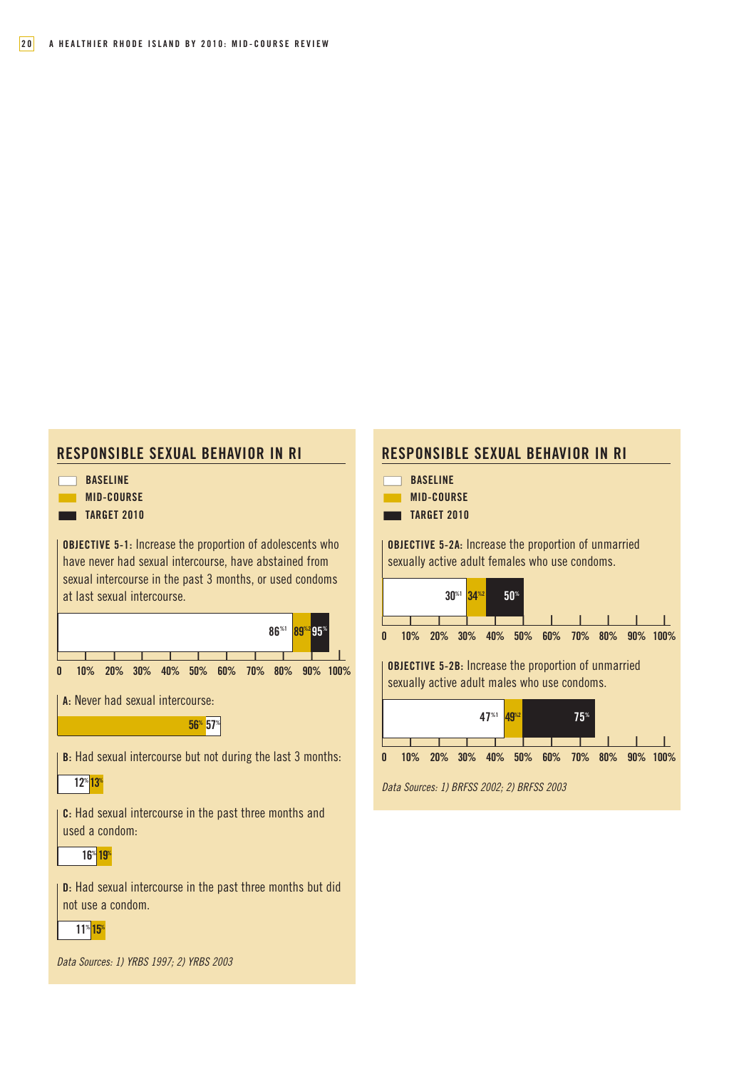## RESPONSIBLE SEXUAL BEHAVIOR IN RI

- BASELINE
- MID-COURSE
- TARGET 2010

**OBJECTIVE 5-1:** Increase the proportion of adolescents who have never had sexual intercourse, have abstained from sexual intercourse in the past 3 months, or used condoms at last sexual intercourse.

| | Baseline | Mid-Course | Target 2010 |
|---|---|---|---|
| Objective 5-1 | 86%[1] | 89%[2] | 95% |

0 10% 20% 30% 40% 50% 60% 70% 80% 90% 100%

**A:** Never had sexual intercourse:

| Baseline | Mid-Course |
|---|---|
| 57% | 56% |

**B:** Had sexual intercourse but not during the last 3 months:

| Baseline | Mid-Course |
|---|---|
| 12% | 13% |

**C:** Had sexual intercourse in the past three months and used a condom:

| Baseline | Mid-Course |
|---|---|
| 16% | 19% |

**D:** Had sexual intercourse in the past three months but did not use a condom.

| Baseline | Mid-Course |
|---|---|
| 11% | 15% |

*Data Sources: 1) YRBS 1997; 2) YRBS 2003*

## RESPONSIBLE SEXUAL BEHAVIOR IN RI

- BASELINE
- MID-COURSE
- TARGET 2010

**OBJECTIVE 5-2A:** Increase the proportion of unmarried sexually active adult females who use condoms.

| Baseline | Mid-Course | Target 2010 |
|---|---|---|
| 30%[1] | 34%[2] | 50% |

0 10% 20% 30% 40% 50% 60% 70% 80% 90% 100%

**OBJECTIVE 5-2B:** Increase the proportion of unmarried sexually active adult males who use condoms.

| Baseline | Mid-Course | Target 2010 |
|---|---|---|
| 47%[1] | 49%[2] | 75% |

0 10% 20% 30% 40% 50% 60% 70% 80% 90% 100%

*Data Sources: 1) BRFSS 2002; 2) BRFSS 2003*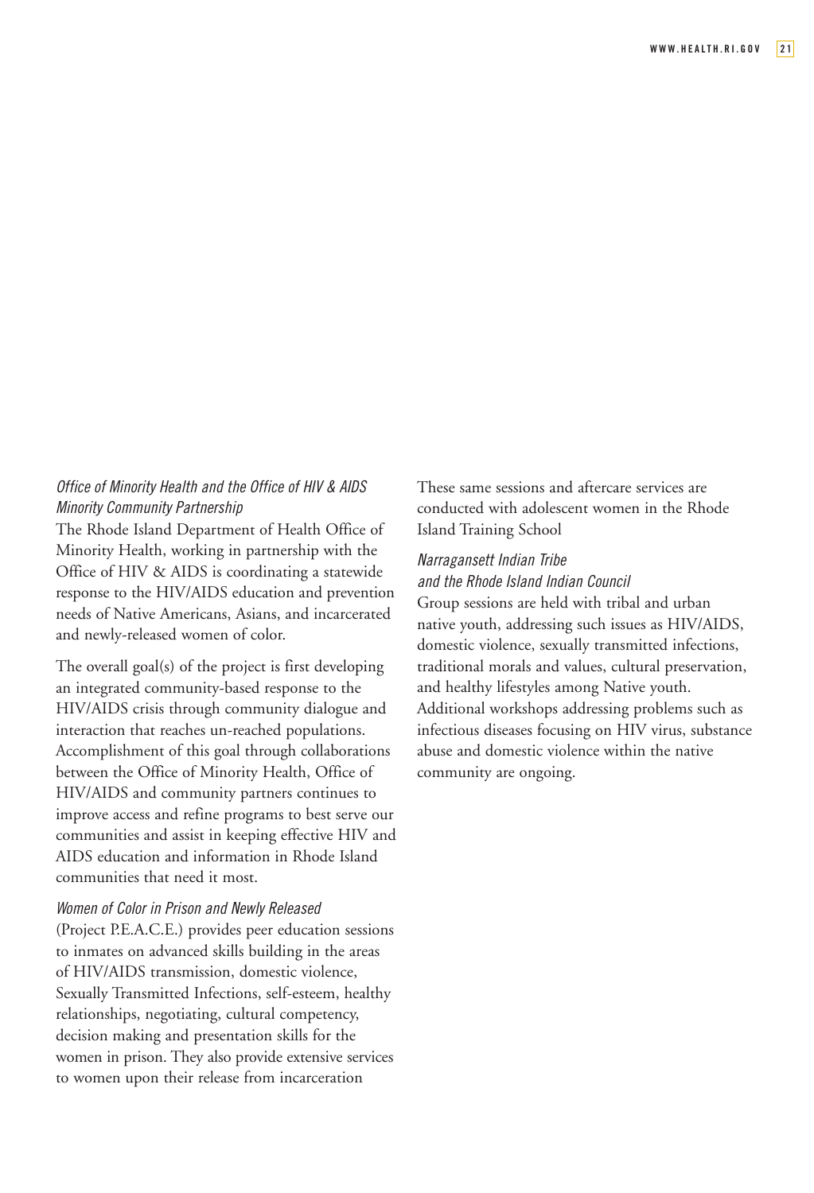*Office of Minority Health and the Office of HIV & AIDS Minority Community Partnership*

The Rhode Island Department of Health Office of Minority Health, working in partnership with the Office of HIV & AIDS is coordinating a statewide response to the HIV/AIDS education and prevention needs of Native Americans, Asians, and incarcerated and newly-released women of color.

The overall goal(s) of the project is first developing an integrated community-based response to the HIV/AIDS crisis through community dialogue and interaction that reaches un-reached populations. Accomplishment of this goal through collaborations between the Office of Minority Health, Office of HIV/AIDS and community partners continues to improve access and refine programs to best serve our communities and assist in keeping effective HIV and AIDS education and information in Rhode Island communities that need it most.

*Women of Color in Prison and Newly Released*

(Project P.E.A.C.E.) provides peer education sessions to inmates on advanced skills building in the areas of HIV/AIDS transmission, domestic violence, Sexually Transmitted Infections, self-esteem, healthy relationships, negotiating, cultural competency, decision making and presentation skills for the women in prison. They also provide extensive services to women upon their release from incarceration

These same sessions and aftercare services are conducted with adolescent women in the Rhode Island Training School

*Narragansett Indian Tribe and the Rhode Island Indian Council*

Group sessions are held with tribal and urban native youth, addressing such issues as HIV/AIDS, domestic violence, sexually transmitted infections, traditional morals and values, cultural preservation, and healthy lifestyles among Native youth. Additional workshops addressing problems such as infectious diseases focusing on HIV virus, substance abuse and domestic violence within the native community are ongoing.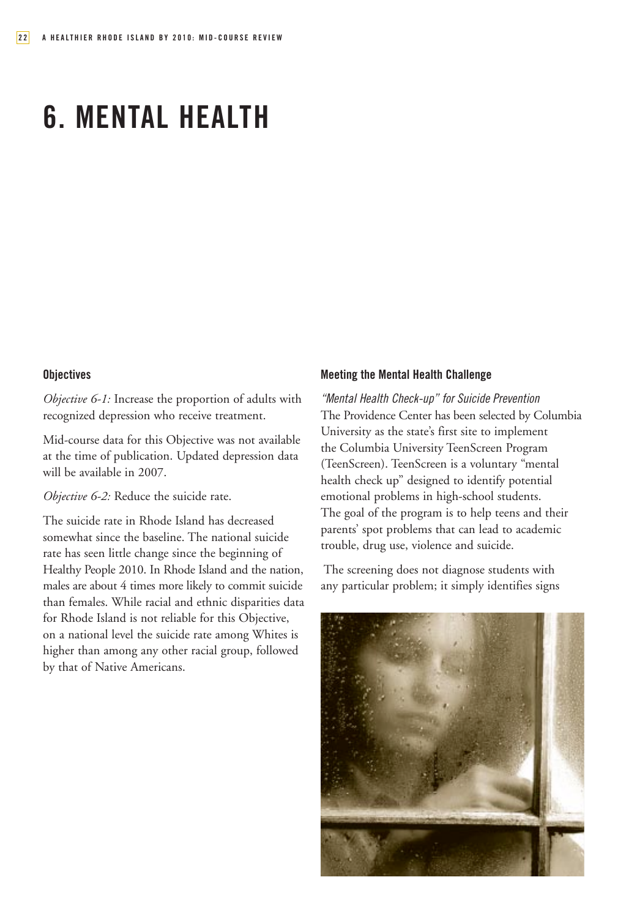# 6. MENTAL HEALTH

## Objectives

*Objective 6-1:* Increase the proportion of adults with recognized depression who receive treatment.

Mid-course data for this Objective was not available at the time of publication. Updated depression data will be available in 2007.

*Objective 6-2:* Reduce the suicide rate.

The suicide rate in Rhode Island has decreased somewhat since the baseline. The national suicide rate has seen little change since the beginning of Healthy People 2010. In Rhode Island and the nation, males are about 4 times more likely to commit suicide than females. While racial and ethnic disparities data for Rhode Island is not reliable for this Objective, on a national level the suicide rate among Whites is higher than among any other racial group, followed by that of Native Americans.

## Meeting the Mental Health Challenge

*"Mental Health Check-up" for Suicide Prevention*

The Providence Center has been selected by Columbia University as the state's first site to implement the Columbia University TeenScreen Program (TeenScreen). TeenScreen is a voluntary "mental health check up" designed to identify potential emotional problems in high-school students. The goal of the program is to help teens and their parents' spot problems that can lead to academic trouble, drug use, violence and suicide.

The screening does not diagnose students with any particular problem; it simply identifies signs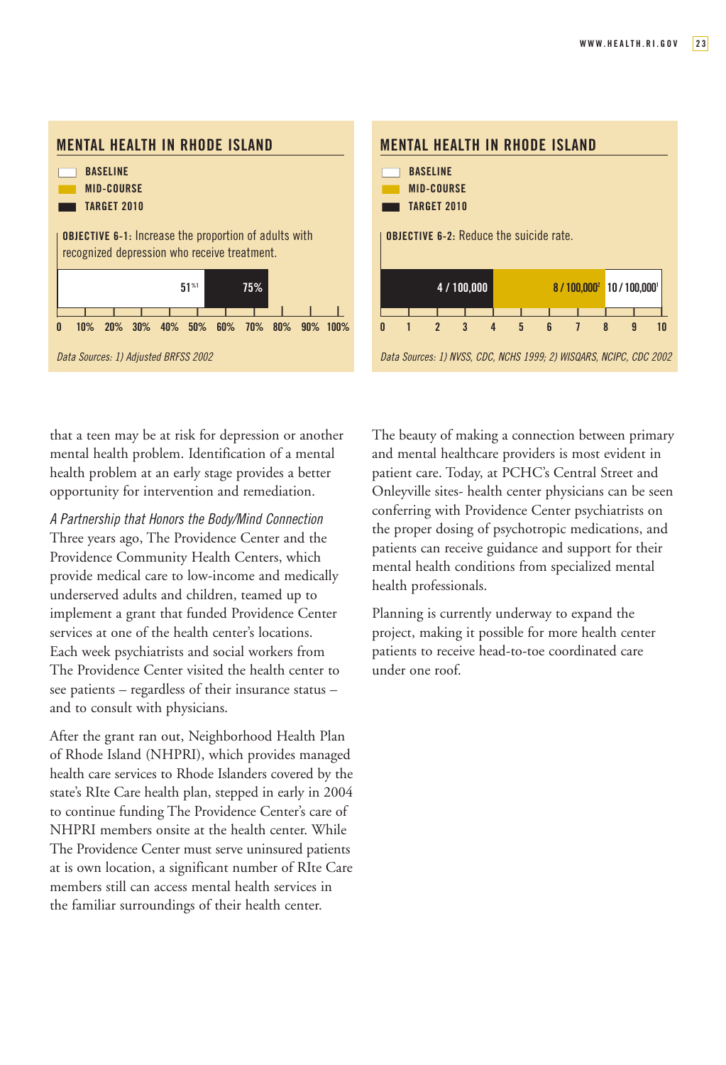## MENTAL HEALTH IN RHODE ISLAND

- BASELINE
- MID-COURSE
- TARGET 2010

**OBJECTIVE 6-1:** Increase the proportion of adults with recognized depression who receive treatment.

| Baseline | Target 2010 |
|---|---|
| 51%[1] | 75% |

0 10% 20% 30% 40% 50% 60% 70% 80% 90% 100%

*Data Sources: 1) Adjusted BRFSS 2002*

## MENTAL HEALTH IN RHODE ISLAND

- BASELINE
- MID-COURSE
- TARGET 2010

**OBJECTIVE 6-2:** Reduce the suicide rate.

| Target 2010 | Mid-Course | Baseline |
|---|---|---|
| 4 / 100,000 | 8 / 100,000[2] | 10 / 100,000[1] |

0 1 2 3 4 5 6 7 8 9 10

*Data Sources: 1) NVSS, CDC, NCHS 1999; 2) WISQARS, NCIPC, CDC 2002*

that a teen may be at risk for depression or another mental health problem. Identification of a mental health problem at an early stage provides a better opportunity for intervention and remediation.

*A Partnership that Honors the Body/Mind Connection*
Three years ago, The Providence Center and the Providence Community Health Centers, which provide medical care to low-income and medically underserved adults and children, teamed up to implement a grant that funded Providence Center services at one of the health center's locations. Each week psychiatrists and social workers from The Providence Center visited the health center to see patients – regardless of their insurance status – and to consult with physicians.

After the grant ran out, Neighborhood Health Plan of Rhode Island (NHPRI), which provides managed health care services to Rhode Islanders covered by the state's RIte Care health plan, stepped in early in 2004 to continue funding The Providence Center's care of NHPRI members onsite at the health center. While The Providence Center must serve uninsured patients at is own location, a significant number of RIte Care members still can access mental health services in the familiar surroundings of their health center.

The beauty of making a connection between primary and mental healthcare providers is most evident in patient care. Today, at PCHC's Central Street and Onleyville sites- health center physicians can be seen conferring with Providence Center psychiatrists on the proper dosing of psychotropic medications, and patients can receive guidance and support for their mental health conditions from specialized mental health professionals.

Planning is currently underway to expand the project, making it possible for more health center patients to receive head-to-toe coordinated care under one roof.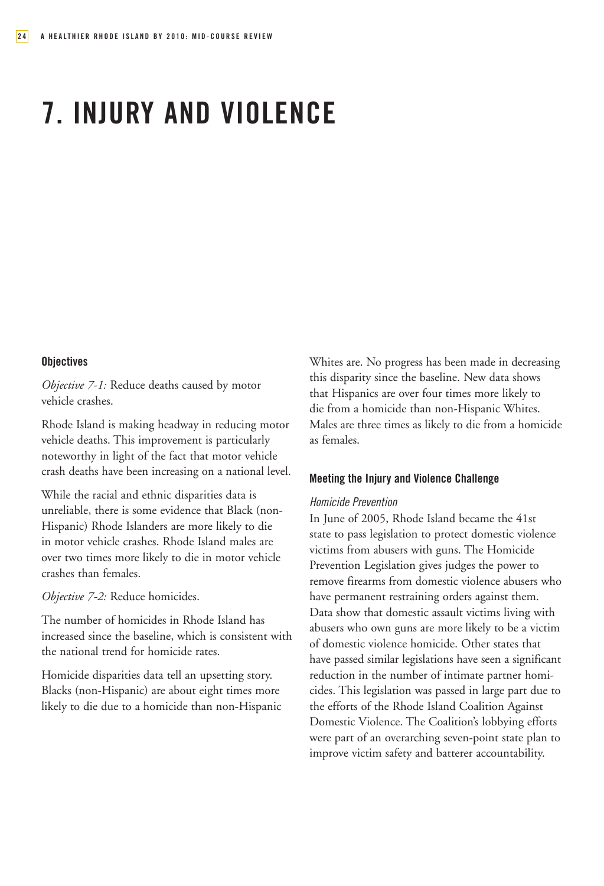# 7. INJURY AND VIOLENCE

### Objectives

*Objective 7-1:* Reduce deaths caused by motor vehicle crashes.

Rhode Island is making headway in reducing motor vehicle deaths. This improvement is particularly noteworthy in light of the fact that motor vehicle crash deaths have been increasing on a national level.

While the racial and ethnic disparities data is unreliable, there is some evidence that Black (non-Hispanic) Rhode Islanders are more likely to die in motor vehicle crashes. Rhode Island males are over two times more likely to die in motor vehicle crashes than females.

*Objective 7-2:* Reduce homicides.

The number of homicides in Rhode Island has increased since the baseline, which is consistent with the national trend for homicide rates.

Homicide disparities data tell an upsetting story. Blacks (non-Hispanic) are about eight times more likely to die due to a homicide than non-Hispanic Whites are. No progress has been made in decreasing this disparity since the baseline. New data shows that Hispanics are over four times more likely to die from a homicide than non-Hispanic Whites. Males are three times as likely to die from a homicide as females.

### Meeting the Injury and Violence Challenge

*Homicide Prevention*

In June of 2005, Rhode Island became the 41st state to pass legislation to protect domestic violence victims from abusers with guns. The Homicide Prevention Legislation gives judges the power to remove firearms from domestic violence abusers who have permanent restraining orders against them. Data show that domestic assault victims living with abusers who own guns are more likely to be a victim of domestic violence homicide. Other states that have passed similar legislations have seen a significant reduction in the number of intimate partner homicides. This legislation was passed in large part due to the efforts of the Rhode Island Coalition Against Domestic Violence. The Coalition's lobbying efforts were part of an overarching seven-point state plan to improve victim safety and batterer accountability.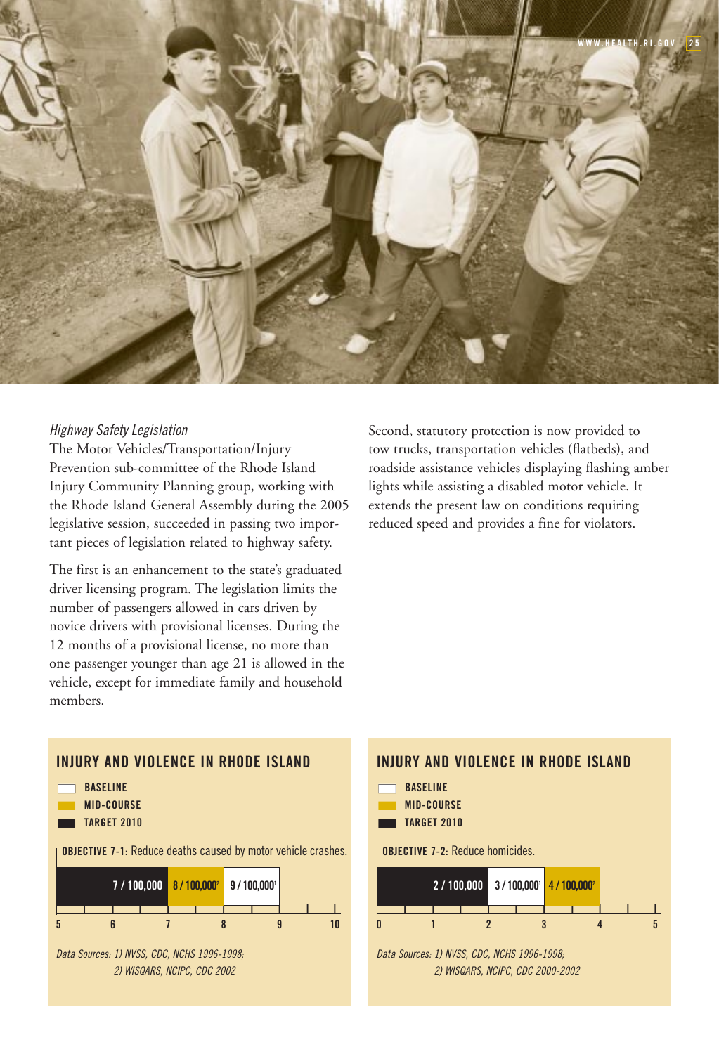*Highway Safety Legislation*

The Motor Vehicles/Transportation/Injury Prevention sub-committee of the Rhode Island Injury Community Planning group, working with the Rhode Island General Assembly during the 2005 legislative session, succeeded in passing two important pieces of legislation related to highway safety.

The first is an enhancement to the state's graduated driver licensing program. The legislation limits the number of passengers allowed in cars driven by novice drivers with provisional licenses. During the 12 months of a provisional license, no more than one passenger younger than age 21 is allowed in the vehicle, except for immediate family and household members.

Second, statutory protection is now provided to tow trucks, transportation vehicles (flatbeds), and roadside assistance vehicles displaying flashing amber lights while assisting a disabled motor vehicle. It extends the present law on conditions requiring reduced speed and provides a fine for violators.

## INJURY AND VIOLENCE IN RHODE ISLAND

- BASELINE
- MID-COURSE
- TARGET 2010

**OBJECTIVE 7-1:** Reduce deaths caused by motor vehicle crashes.

| Target 2010 | Mid-Course | Baseline |
|---|---|---|
| 7 / 100,000 | 8 / 100,000[2] | 9 / 100,000[1] |

*Data Sources: 1) NVSS, CDC, NCHS 1996-1998; 2) WISQARS, NCIPC, CDC 2002*

## INJURY AND VIOLENCE IN RHODE ISLAND

- BASELINE
- MID-COURSE
- TARGET 2010

**OBJECTIVE 7-2:** Reduce homicides.

| Target 2010 | Baseline | Mid-Course |
|---|---|---|
| 2 / 100,000 | 3 / 100,000[1] | 4 / 100,000[2] |

*Data Sources: 1) NVSS, CDC, NCHS 1996-1998; 2) WISQARS, NCIPC, CDC 2000-2002*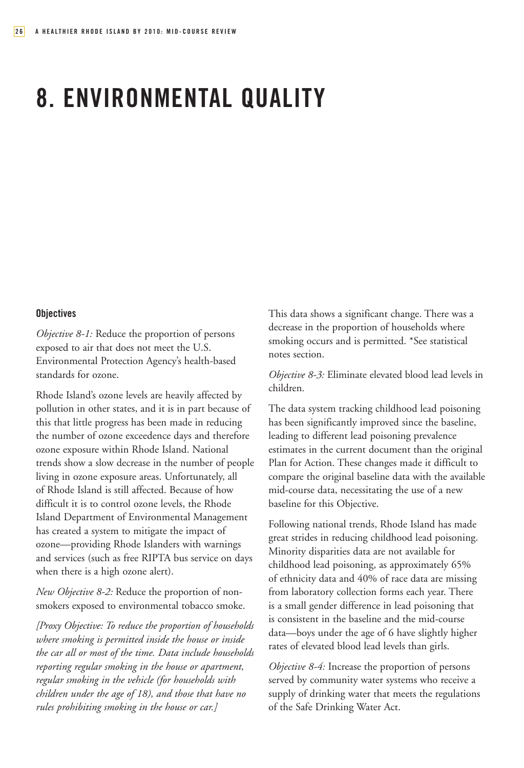# 8. ENVIRONMENTAL QUALITY

### Objectives

*Objective 8-1:* Reduce the proportion of persons exposed to air that does not meet the U.S. Environmental Protection Agency's health-based standards for ozone.

Rhode Island's ozone levels are heavily affected by pollution in other states, and it is in part because of this that little progress has been made in reducing the number of ozone exceedence days and therefore ozone exposure within Rhode Island. National trends show a slow decrease in the number of people living in ozone exposure areas. Unfortunately, all of Rhode Island is still affected. Because of how difficult it is to control ozone levels, the Rhode Island Department of Environmental Management has created a system to mitigate the impact of ozone—providing Rhode Islanders with warnings and services (such as free RIPTA bus service on days when there is a high ozone alert).

*New Objective 8-2:* Reduce the proportion of non-smokers exposed to environmental tobacco smoke.

*[Proxy Objective: To reduce the proportion of households where smoking is permitted inside the house or inside the car all or most of the time. Data include households reporting regular smoking in the house or apartment, regular smoking in the vehicle (for households with children under the age of 18), and those that have no rules prohibiting smoking in the house or car.]*

This data shows a significant change. There was a decrease in the proportion of households where smoking occurs and is permitted. *See statistical notes section.

*Objective 8-3:* Eliminate elevated blood lead levels in children.

The data system tracking childhood lead poisoning has been significantly improved since the baseline, leading to different lead poisoning prevalence estimates in the current document than the original Plan for Action. These changes made it difficult to compare the original baseline data with the available mid-course data, necessitating the use of a new baseline for this Objective.

Following national trends, Rhode Island has made great strides in reducing childhood lead poisoning. Minority disparities data are not available for childhood lead poisoning, as approximately 65% of ethnicity data and 40% of race data are missing from laboratory collection forms each year. There is a small gender difference in lead poisoning that is consistent in the baseline and the mid-course data—boys under the age of 6 have slightly higher rates of elevated blood lead levels than girls.

*Objective 8-4:* Increase the proportion of persons served by community water systems who receive a supply of drinking water that meets the regulations of the Safe Drinking Water Act.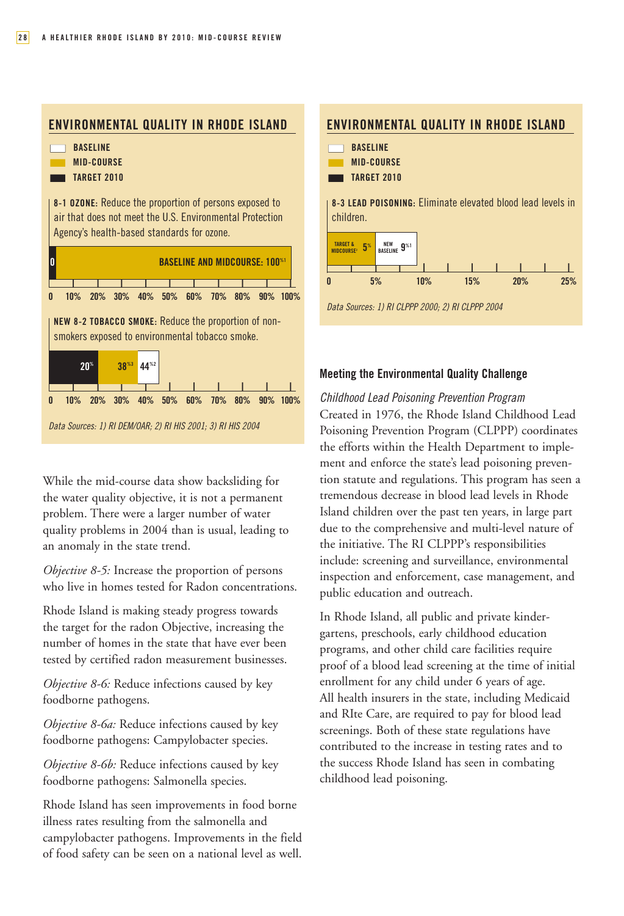## ENVIRONMENTAL QUALITY IN RHODE ISLAND

- BASELINE
- MID-COURSE
- TARGET 2010

**8-1 OZONE:** Reduce the proportion of persons exposed to air that does not meet the U.S. Environmental Protection Agency's health-based standards for ozone.

Target 2010: 0 | BASELINE AND MIDCOURSE: 100%[1]

**NEW 8-2 TOBACCO SMOKE:** Reduce the proportion of non-smokers exposed to environmental tobacco smoke.

Target 2010: 20% | Mid-course: 38%[3] | Baseline: 44%[2]

*Data Sources: 1) RI DEM/OAR; 2) RI HIS 2001; 3) RI HIS 2004*

While the mid-course data show backsliding for the water quality objective, it is not a permanent problem. There were a larger number of water quality problems in 2004 than is usual, leading to an anomaly in the state trend.

*Objective 8-5:* Increase the proportion of persons who live in homes tested for Radon concentrations.

Rhode Island is making steady progress towards the target for the radon Objective, increasing the number of homes in the state that have ever been tested by certified radon measurement businesses.

*Objective 8-6:* Reduce infections caused by key foodborne pathogens.

*Objective 8-6a:* Reduce infections caused by key foodborne pathogens: Campylobacter species.

*Objective 8-6b:* Reduce infections caused by key foodborne pathogens: Salmonella species.

Rhode Island has seen improvements in food borne illness rates resulting from the salmonella and campylobacter pathogens. Improvements in the field of food safety can be seen on a national level as well.

## ENVIRONMENTAL QUALITY IN RHODE ISLAND

- BASELINE
- MID-COURSE
- TARGET 2010

**8-3 LEAD POISONING:** Eliminate elevated blood lead levels in children.

Target & Midcourse[2]: 5% | New Baseline: 9%[1]

*Data Sources: 1) RI CLPPP 2000; 2) RI CLPPP 2004*

### Meeting the Environmental Quality Challenge

*Childhood Lead Poisoning Prevention Program*

Created in 1976, the Rhode Island Childhood Lead Poisoning Prevention Program (CLPPP) coordinates the efforts within the Health Department to implement and enforce the state's lead poisoning prevention statute and regulations. This program has seen a tremendous decrease in blood lead levels in Rhode Island children over the past ten years, in large part due to the comprehensive and multi-level nature of the initiative. The RI CLPPP's responsibilities include: screening and surveillance, environmental inspection and enforcement, case management, and public education and outreach.

In Rhode Island, all public and private kindergartens, preschools, early childhood education programs, and other child care facilities require proof of a blood lead screening at the time of initial enrollment for any child under 6 years of age. All health insurers in the state, including Medicaid and RIte Care, are required to pay for blood lead screenings. Both of these state regulations have contributed to the increase in testing rates and to the success Rhode Island has seen in combating childhood lead poisoning.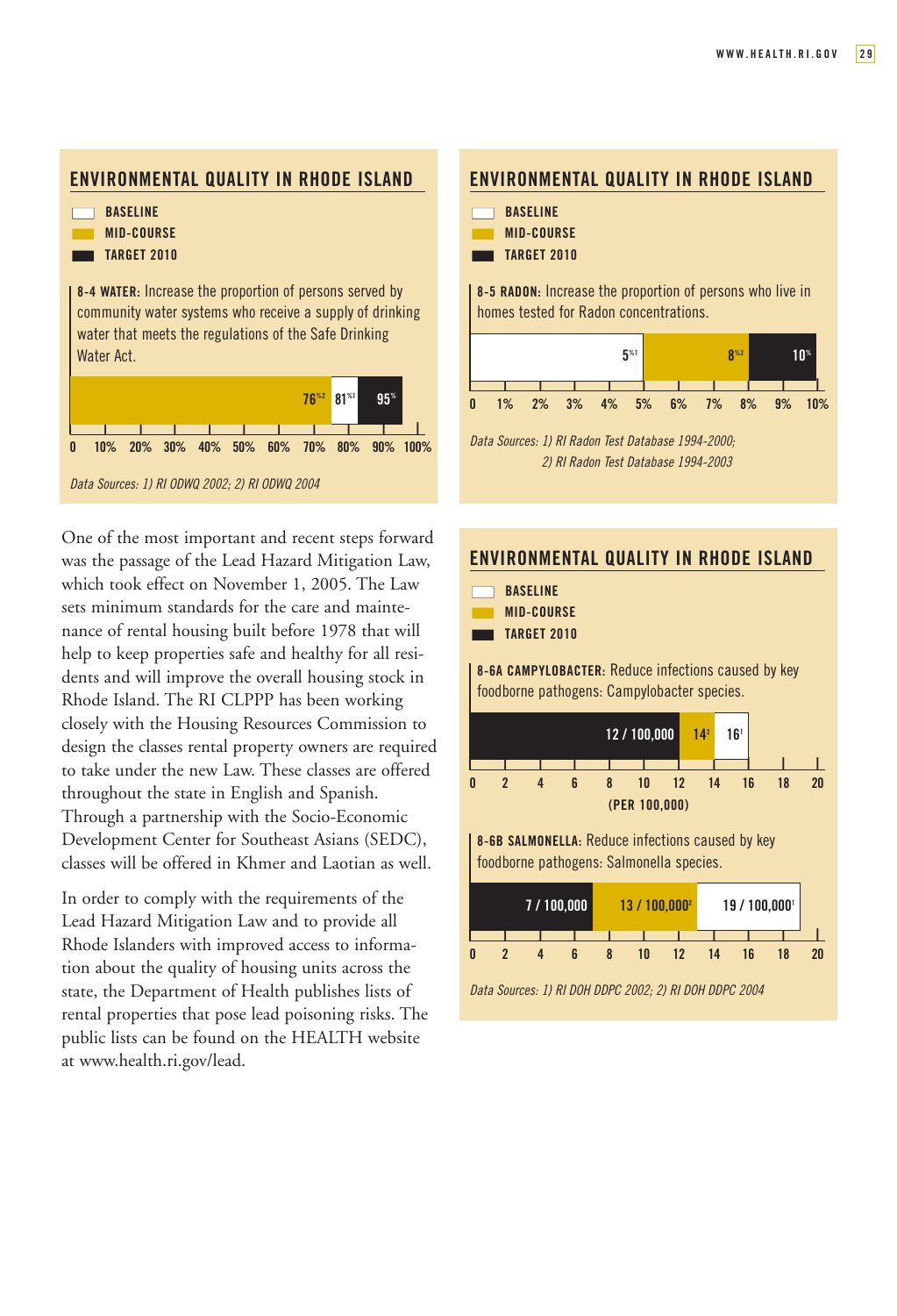## ENVIRONMENTAL QUALITY IN RHODE ISLAND

- BASELINE
- MID-COURSE
- TARGET 2010

**8-4 WATER:** Increase the proportion of persons served by community water systems who receive a supply of drinking water that meets the regulations of the Safe Drinking Water Act.

| Baseline | Mid-Course | Target 2010 |
|---|---|---|
| 81%[1] | 76%[2] | 95% |

*Data Sources: 1) RI ODWQ 2002; 2) RI ODWQ 2004*

## ENVIRONMENTAL QUALITY IN RHODE ISLAND

- BASELINE
- MID-COURSE
- TARGET 2010

**8-5 RADON:** Increase the proportion of persons who live in homes tested for Radon concentrations.

| Baseline | Mid-Course | Target 2010 |
|---|---|---|
| 5%[1] | 8%[2] | 10% |

*Data Sources: 1) RI Radon Test Database 1994-2000; 2) RI Radon Test Database 1994-2003*

One of the most important and recent steps forward was the passage of the Lead Hazard Mitigation Law, which took effect on November 1, 2005. The Law sets minimum standards for the care and maintenance of rental housing built before 1978 that will help to keep properties safe and healthy for all residents and will improve the overall housing stock in Rhode Island. The RI CLPPP has been working closely with the Housing Resources Commission to design the classes rental property owners are required to take under the new Law. These classes are offered throughout the state in English and Spanish. Through a partnership with the Socio-Economic Development Center for Southeast Asians (SEDC), classes will be offered in Khmer and Laotian as well.

In order to comply with the requirements of the Lead Hazard Mitigation Law and to provide all Rhode Islanders with improved access to information about the quality of housing units across the state, the Department of Health publishes lists of rental properties that pose lead poisoning risks. The public lists can be found on the HEALTH website at www.health.ri.gov/lead.

## ENVIRONMENTAL QUALITY IN RHODE ISLAND

- BASELINE
- MID-COURSE
- TARGET 2010

**8-6A CAMPYLOBACTER:** Reduce infections caused by key foodborne pathogens: Campylobacter species.

| Baseline | Mid-Course | Target 2010 |
|---|---|---|
| 16[1] | 14[2] | 12 / 100,000 |

(PER 100,000)

**8-6B SALMONELLA:** Reduce infections caused by key foodborne pathogens: Salmonella species.

| Baseline | Mid-Course | Target 2010 |
|---|---|---|
| 19 / 100,000[1] | 13 / 100,000[2] | 7 / 100,000 |

*Data Sources: 1) RI DOH DDPC 2002; 2) RI DOH DDPC 2004*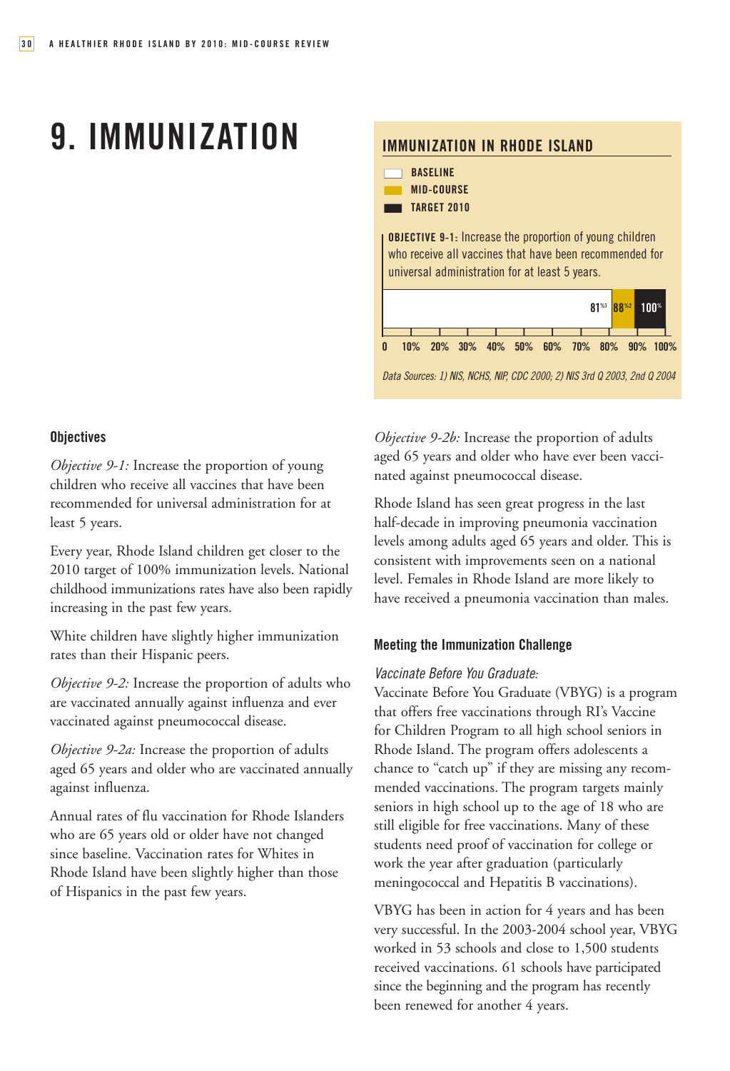# 9. IMMUNIZATION

## IMMUNIZATION IN RHODE ISLAND

- BASELINE
- MID-COURSE
- TARGET 2010

**OBJECTIVE 9-1:** Increase the proportion of young children who receive all vaccines that have been recommended for universal administration for at least 5 years.

| Baseline | Mid-course | Target 2010 |
|---|---|---|
| 81%[1] | 88%[2] | 100% |

*Data Sources: 1) NIS, NCHS, NIP, CDC 2000; 2) NIS 3rd Q 2003, 2nd Q 2004*

### Objectives

*Objective 9-1:* Increase the proportion of young children who receive all vaccines that have been recommended for universal administration for at least 5 years.

Every year, Rhode Island children get closer to the 2010 target of 100% immunization levels. National childhood immunizations rates have also been rapidly increasing in the past few years.

White children have slightly higher immunization rates than their Hispanic peers.

*Objective 9-2:* Increase the proportion of adults who are vaccinated annually against influenza and ever vaccinated against pneumococcal disease.

*Objective 9-2a:* Increase the proportion of adults aged 65 years and older who are vaccinated annually against influenza.

Annual rates of flu vaccination for Rhode Islanders who are 65 years old or older have not changed since baseline. Vaccination rates for Whites in Rhode Island have been slightly higher than those of Hispanics in the past few years.

*Objective 9-2b:* Increase the proportion of adults aged 65 years and older who have ever been vaccinated against pneumococcal disease.

Rhode Island has seen great progress in the last half-decade in improving pneumonia vaccination levels among adults aged 65 years and older. This is consistent with improvements seen on a national level. Females in Rhode Island are more likely to have received a pneumonia vaccination than males.

### Meeting the Immunization Challenge

*Vaccinate Before You Graduate:*
Vaccinate Before You Graduate (VBYG) is a program that offers free vaccinations through RI's Vaccine for Children Program to all high school seniors in Rhode Island. The program offers adolescents a chance to "catch up" if they are missing any recommended vaccinations. The program targets mainly seniors in high school up to the age of 18 who are still eligible for free vaccinations. Many of these students need proof of vaccination for college or work the year after graduation (particularly meningococcal and Hepatitis B vaccinations).

VBYG has been in action for 4 years and has been very successful. In the 2003-2004 school year, VBYG worked in 53 schools and close to 1,500 students received vaccinations. 61 schools have participated since the beginning and the program has recently been renewed for another 4 years.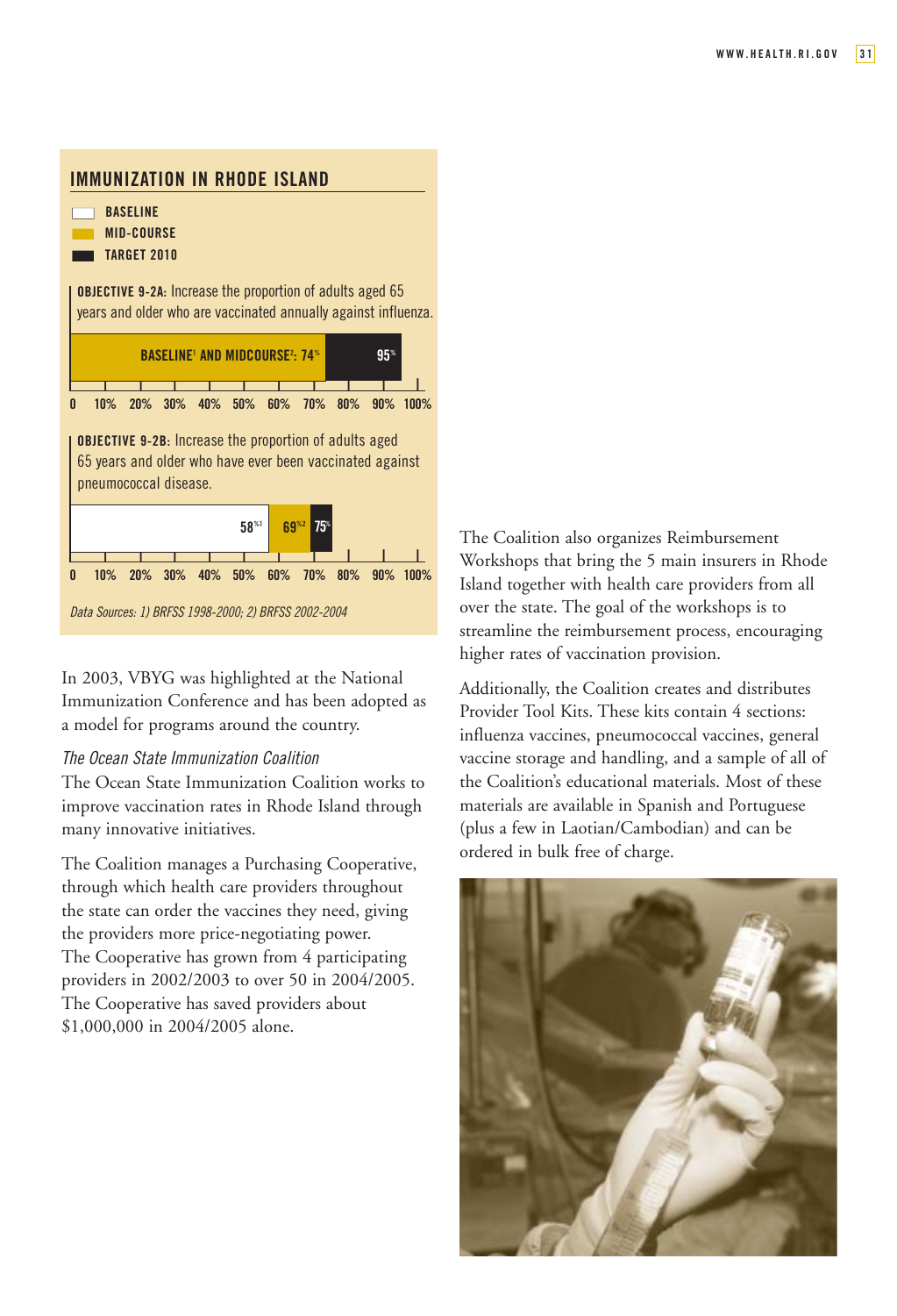## IMMUNIZATION IN RHODE ISLAND

- BASELINE
- MID-COURSE
- TARGET 2010

**OBJECTIVE 9-2A:** Increase the proportion of adults aged 65 years and older who are vaccinated annually against influenza.

BASELINE[1] AND MIDCOURSE[2]: 74% | 95%

0 10% 20% 30% 40% 50% 60% 70% 80% 90% 100%

**OBJECTIVE 9-2B:** Increase the proportion of adults aged 65 years and older who have ever been vaccinated against pneumococcal disease.

58%[1] | 69%[2] | 75%

0 10% 20% 30% 40% 50% 60% 70% 80% 90% 100%

*Data Sources: 1) BRFSS 1998-2000; 2) BRFSS 2002-2004*

In 2003, VBYG was highlighted at the National Immunization Conference and has been adopted as a model for programs around the country.

*The Ocean State Immunization Coalition*

The Ocean State Immunization Coalition works to improve vaccination rates in Rhode Island through many innovative initiatives.

The Coalition manages a Purchasing Cooperative, through which health care providers throughout the state can order the vaccines they need, giving the providers more price-negotiating power. The Cooperative has grown from 4 participating providers in 2002/2003 to over 50 in 2004/2005. The Cooperative has saved providers about $1,000,000 in 2004/2005 alone.

The Coalition also organizes Reimbursement Workshops that bring the 5 main insurers in Rhode Island together with health care providers from all over the state. The goal of the workshops is to streamline the reimbursement process, encouraging higher rates of vaccination provision.

Additionally, the Coalition creates and distributes Provider Tool Kits. These kits contain 4 sections: influenza vaccines, pneumococcal vaccines, general vaccine storage and handling, and a sample of all of the Coalition's educational materials. Most of these materials are available in Spanish and Portuguese (plus a few in Laotian/Cambodian) and can be ordered in bulk free of charge.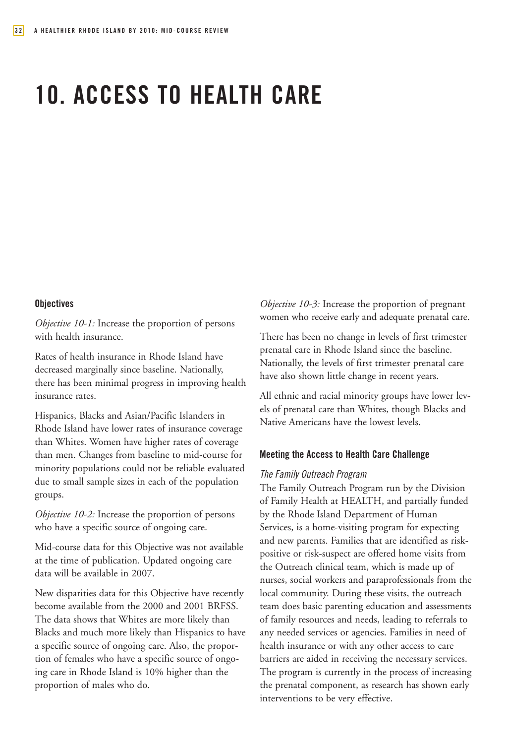# 10. ACCESS TO HEALTH CARE

### Objectives

*Objective 10-1:* Increase the proportion of persons with health insurance.

Rates of health insurance in Rhode Island have decreased marginally since baseline. Nationally, there has been minimal progress in improving health insurance rates.

Hispanics, Blacks and Asian/Pacific Islanders in Rhode Island have lower rates of insurance coverage than Whites. Women have higher rates of coverage than men. Changes from baseline to mid-course for minority populations could not be reliable evaluated due to small sample sizes in each of the population groups.

*Objective 10-2:* Increase the proportion of persons who have a specific source of ongoing care.

Mid-course data for this Objective was not available at the time of publication. Updated ongoing care data will be available in 2007.

New disparities data for this Objective have recently become available from the 2000 and 2001 BRFSS. The data shows that Whites are more likely than Blacks and much more likely than Hispanics to have a specific source of ongoing care. Also, the proportion of females who have a specific source of ongoing care in Rhode Island is 10% higher than the proportion of males who do.

*Objective 10-3:* Increase the proportion of pregnant women who receive early and adequate prenatal care.

There has been no change in levels of first trimester prenatal care in Rhode Island since the baseline. Nationally, the levels of first trimester prenatal care have also shown little change in recent years.

All ethnic and racial minority groups have lower levels of prenatal care than Whites, though Blacks and Native Americans have the lowest levels.

### Meeting the Access to Health Care Challenge

*The Family Outreach Program*

The Family Outreach Program run by the Division of Family Health at HEALTH, and partially funded by the Rhode Island Department of Human Services, is a home-visiting program for expecting and new parents. Families that are identified as risk-positive or risk-suspect are offered home visits from the Outreach clinical team, which is made up of nurses, social workers and paraprofessionals from the local community. During these visits, the outreach team does basic parenting education and assessments of family resources and needs, leading to referrals to any needed services or agencies. Families in need of health insurance or with any other access to care barriers are aided in receiving the necessary services. The program is currently in the process of increasing the prenatal component, as research has shown early interventions to be very effective.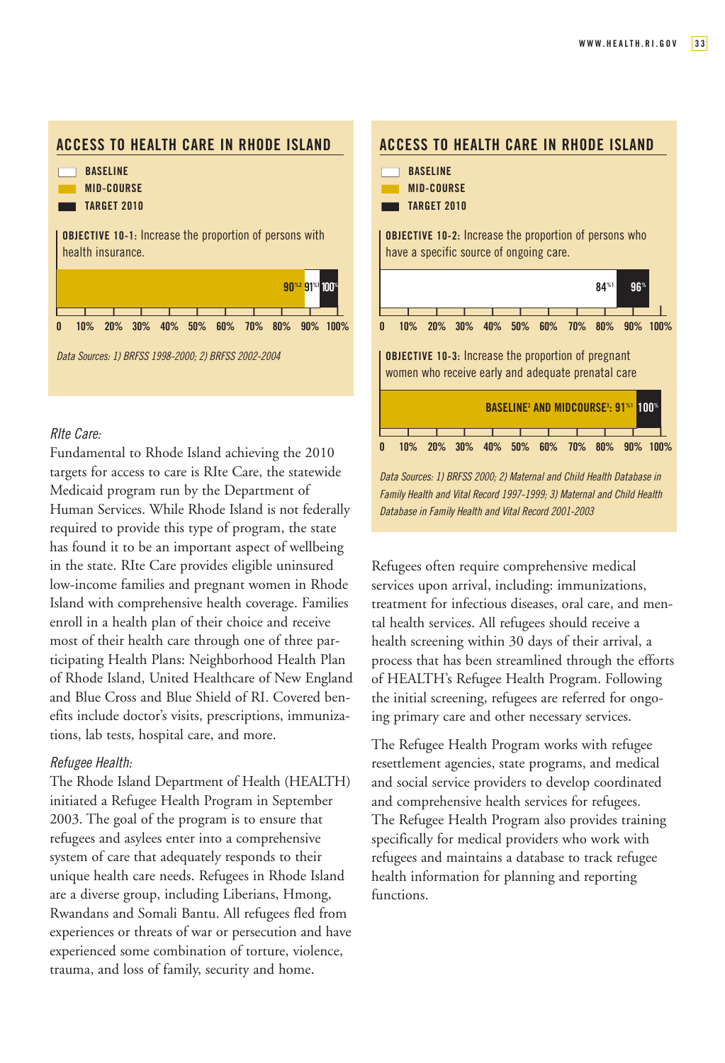## ACCESS TO HEALTH CARE IN RHODE ISLAND

BASELINE
MID-COURSE
TARGET 2010

**OBJECTIVE 10-1:** Increase the proportion of persons with health insurance.

90%[2] 91%[1] 100%

0 10% 20% 30% 40% 50% 60% 70% 80% 90% 100%

*Data Sources: 1) BRFSS 1998-2000; 2) BRFSS 2002-2004*

## ACCESS TO HEALTH CARE IN RHODE ISLAND

BASELINE
MID-COURSE
TARGET 2010

**OBJECTIVE 10-2:** Increase the proportion of persons who have a specific source of ongoing care.

84%[1] 96%

0 10% 20% 30% 40% 50% 60% 70% 80% 90% 100%

**OBJECTIVE 10-3:** Increase the proportion of pregnant women who receive early and adequate prenatal care

BASELINE[2] AND MIDCOURSE[3]: 91%[1] 100%

0 10% 20% 30% 40% 50% 60% 70% 80% 90% 100%

*Data Sources: 1) BRFSS 2000; 2) Maternal and Child Health Database in Family Health and Vital Record 1997-1999; 3) Maternal and Child Health Database in Family Health and Vital Record 2001-2003*

### *RIte Care:*

Fundamental to Rhode Island achieving the 2010 targets for access to care is RIte Care, the statewide Medicaid program run by the Department of Human Services. While Rhode Island is not federally required to provide this type of program, the state has found it to be an important aspect of wellbeing in the state. RIte Care provides eligible uninsured low-income families and pregnant women in Rhode Island with comprehensive health coverage. Families enroll in a health plan of their choice and receive most of their health care through one of three participating Health Plans: Neighborhood Health Plan of Rhode Island, United Healthcare of New England and Blue Cross and Blue Shield of RI. Covered benefits include doctor's visits, prescriptions, immunizations, lab tests, hospital care, and more.

### *Refugee Health:*

The Rhode Island Department of Health (HEALTH) initiated a Refugee Health Program in September 2003. The goal of the program is to ensure that refugees and asylees enter into a comprehensive system of care that adequately responds to their unique health care needs. Refugees in Rhode Island are a diverse group, including Liberians, Hmong, Rwandans and Somali Bantu. All refugees fled from experiences or threats of war or persecution and have experienced some combination of torture, violence, trauma, and loss of family, security and home.

Refugees often require comprehensive medical services upon arrival, including: immunizations, treatment for infectious diseases, oral care, and mental health services. All refugees should receive a health screening within 30 days of their arrival, a process that has been streamlined through the efforts of HEALTH's Refugee Health Program. Following the initial screening, refugees are referred for ongoing primary care and other necessary services.

The Refugee Health Program works with refugee resettlement agencies, state programs, and medical and social service providers to develop coordinated and comprehensive health services for refugees. The Refugee Health Program also provides training specifically for medical providers who work with refugees and maintains a database to track refugee health information for planning and reporting functions.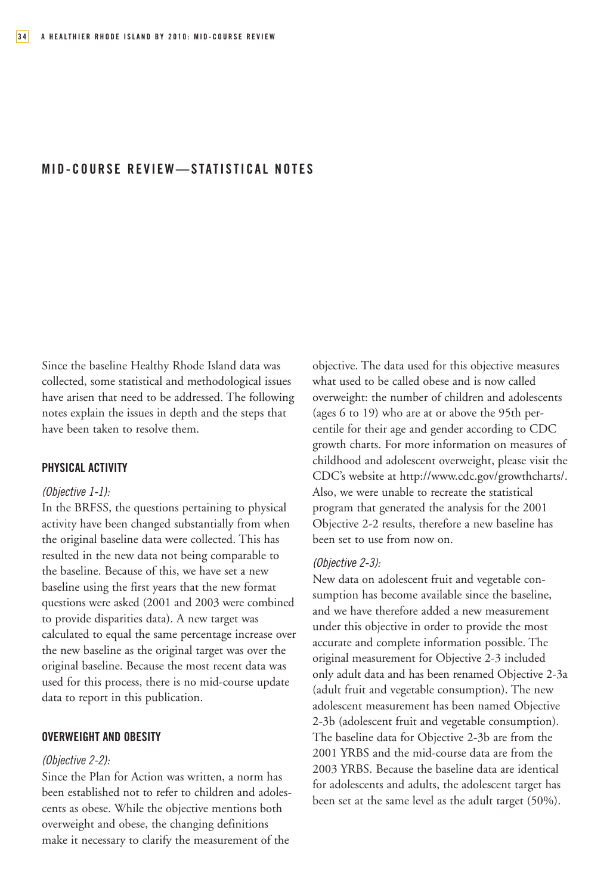## MID-COURSE REVIEW—STATISTICAL NOTES

Since the baseline Healthy Rhode Island data was collected, some statistical and methodological issues have arisen that need to be addressed. The following notes explain the issues in depth and the steps that have been taken to resolve them.

### PHYSICAL ACTIVITY

*(Objective 1-1):*

In the BRFSS, the questions pertaining to physical activity have been changed substantially from when the original baseline data were collected. This has resulted in the new data not being comparable to the baseline. Because of this, we have set a new baseline using the first years that the new format questions were asked (2001 and 2003 were combined to provide disparities data). A new target was calculated to equal the same percentage increase over the new baseline as the original target was over the original baseline. Because the most recent data was used for this process, there is no mid-course update data to report in this publication.

### OVERWEIGHT AND OBESITY

*(Objective 2-2):*

Since the Plan for Action was written, a norm has been established not to refer to children and adolescents as obese. While the objective mentions both overweight and obese, the changing definitions make it necessary to clarify the measurement of the objective. The data used for this objective measures what used to be called obese and is now called overweight: the number of children and adolescents (ages 6 to 19) who are at or above the 95th percentile for their age and gender according to CDC growth charts. For more information on measures of childhood and adolescent overweight, please visit the CDC's website at http://www.cdc.gov/growthcharts/. Also, we were unable to recreate the statistical program that generated the analysis for the 2001 Objective 2-2 results, therefore a new baseline has been set to use from now on.

*(Objective 2-3):*

New data on adolescent fruit and vegetable consumption has become available since the baseline, and we have therefore added a new measurement under this objective in order to provide the most accurate and complete information possible. The original measurement for Objective 2-3 included only adult data and has been renamed Objective 2-3a (adult fruit and vegetable consumption). The new adolescent measurement has been named Objective 2-3b (adolescent fruit and vegetable consumption). The baseline data for Objective 2-3b are from the 2001 YRBS and the mid-course data are from the 2003 YRBS. Because the baseline data are identical for adolescents and adults, the adolescent target has been set at the same level as the adult target (50%).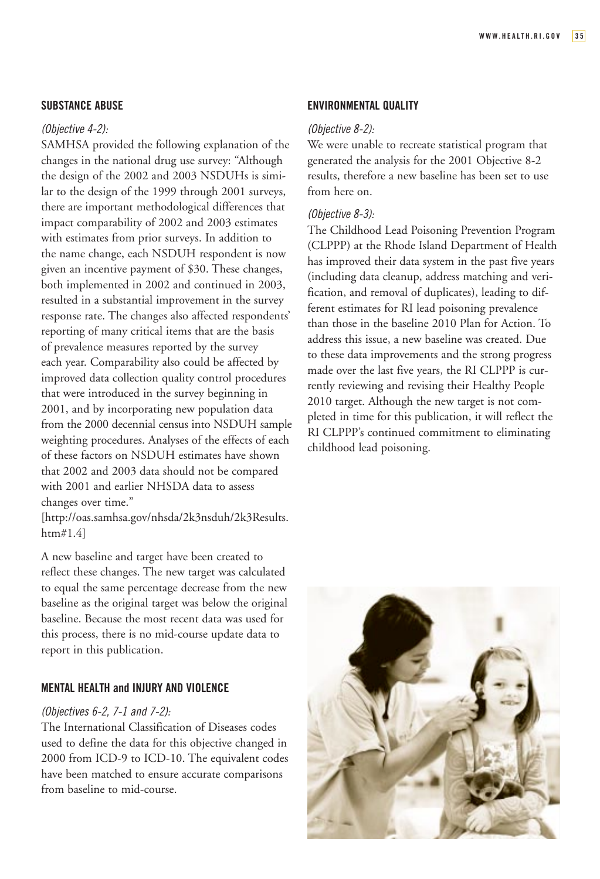## SUBSTANCE ABUSE

*(Objective 4-2):*

SAMHSA provided the following explanation of the changes in the national drug use survey: "Although the design of the 2002 and 2003 NSDUHs is similar to the design of the 1999 through 2001 surveys, there are important methodological differences that impact comparability of 2002 and 2003 estimates with estimates from prior surveys. In addition to the name change, each NSDUH respondent is now given an incentive payment of $30. These changes, both implemented in 2002 and continued in 2003, resulted in a substantial improvement in the survey response rate. The changes also affected respondents' reporting of many critical items that are the basis of prevalence measures reported by the survey each year. Comparability also could be affected by improved data collection quality control procedures that were introduced in the survey beginning in 2001, and by incorporating new population data from the 2000 decennial census into NSDUH sample weighting procedures. Analyses of the effects of each of these factors on NSDUH estimates have shown that 2002 and 2003 data should not be compared with 2001 and earlier NHSDA data to assess changes over time."
[http://oas.samhsa.gov/nhsda/2k3nsduh/2k3Results.htm#1.4]

A new baseline and target have been created to reflect these changes. The new target was calculated to equal the same percentage decrease from the new baseline as the original target was below the original baseline. Because the most recent data was used for this process, there is no mid-course update data to report in this publication.

## MENTAL HEALTH and INJURY AND VIOLENCE

*(Objectives 6-2, 7-1 and 7-2):*

The International Classification of Diseases codes used to define the data for this objective changed in 2000 from ICD-9 to ICD-10. The equivalent codes have been matched to ensure accurate comparisons from baseline to mid-course.

## ENVIRONMENTAL QUALITY

*(Objective 8-2):*

We were unable to recreate statistical program that generated the analysis for the 2001 Objective 8-2 results, therefore a new baseline has been set to use from here on.

*(Objective 8-3):*

The Childhood Lead Poisoning Prevention Program (CLPPP) at the Rhode Island Department of Health has improved their data system in the past five years (including data cleanup, address matching and verification, and removal of duplicates), leading to different estimates for RI lead poisoning prevalence than those in the baseline 2010 Plan for Action. To address this issue, a new baseline was created. Due to these data improvements and the strong progress made over the last five years, the RI CLPPP is currently reviewing and revising their Healthy People 2010 target. Although the new target is not completed in time for this publication, it will reflect the RI CLPPP's continued commitment to eliminating childhood lead poisoning.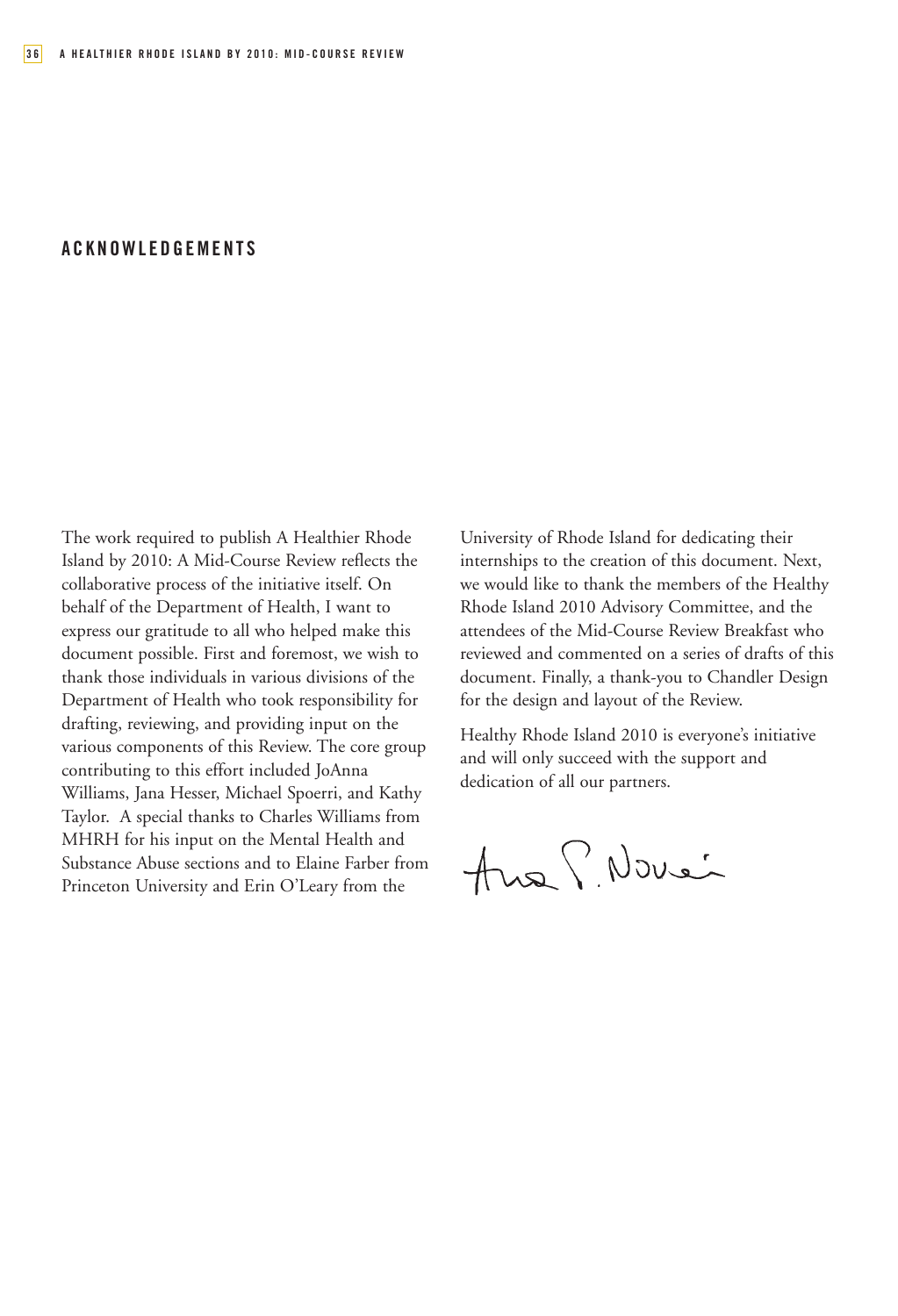## ACKNOWLEDGEMENTS

The work required to publish A Healthier Rhode Island by 2010: A Mid-Course Review reflects the collaborative process of the initiative itself. On behalf of the Department of Health, I want to express our gratitude to all who helped make this document possible. First and foremost, we wish to thank those individuals in various divisions of the Department of Health who took responsibility for drafting, reviewing, and providing input on the various components of this Review. The core group contributing to this effort included JoAnna Williams, Jana Hesser, Michael Spoerri, and Kathy Taylor. A special thanks to Charles Williams from MHRH for his input on the Mental Health and Substance Abuse sections and to Elaine Farber from Princeton University and Erin O'Leary from the University of Rhode Island for dedicating their internships to the creation of this document. Next, we would like to thank the members of the Healthy Rhode Island 2010 Advisory Committee, and the attendees of the Mid-Course Review Breakfast who reviewed and commented on a series of drafts of this document. Finally, a thank-you to Chandler Design for the design and layout of the Review.

Healthy Rhode Island 2010 is everyone's initiative and will only succeed with the support and dedication of all our partners.

Ana P. Novais